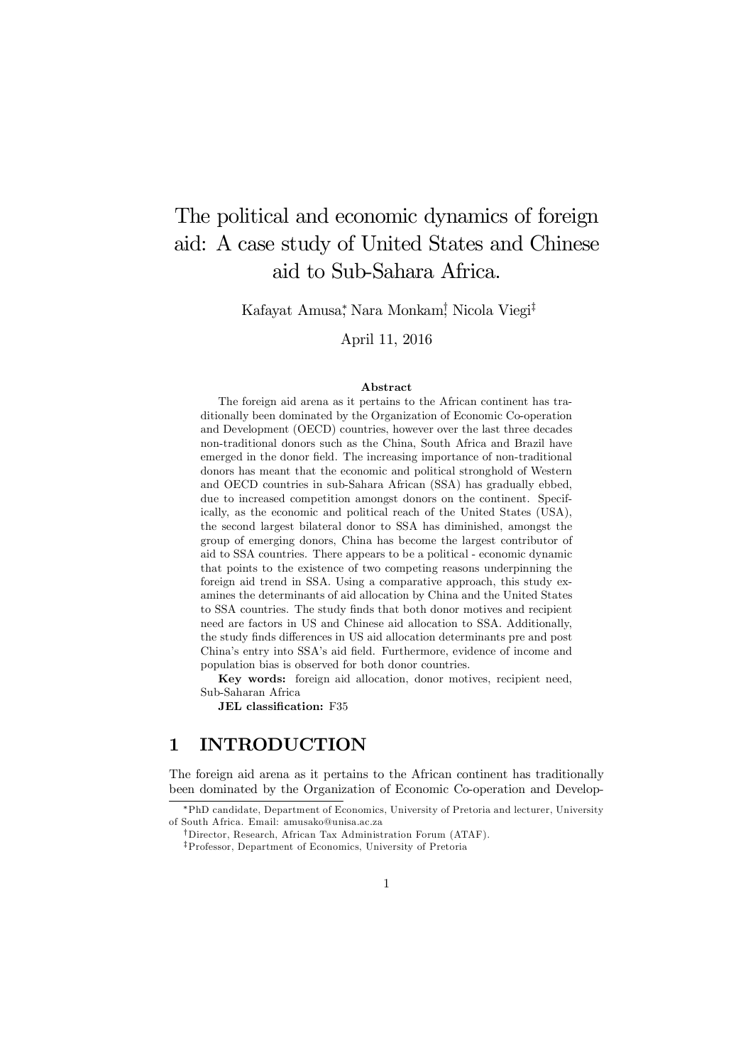# The political and economic dynamics of foreign aid: A case study of United States and Chinese aid to Sub-Sahara Africa.

Kafayat Amusa[*], Nara Monkam[†], Nicola Viegi[‡]

April 11, 2016

**Abstract**

The foreign aid arena as it pertains to the African continent has traditionally been dominated by the Organization of Economic Co-operation and Development (OECD) countries, however over the last three decades non-traditional donors such as the China, South Africa and Brazil have emerged in the donor field. The increasing importance of non-traditional donors has meant that the economic and political stronghold of Western and OECD countries in sub-Sahara African (SSA) has gradually ebbed, due to increased competition amongst donors on the continent. Specifically, as the economic and political reach of the United States (USA), the second largest bilateral donor to SSA has diminished, amongst the group of emerging donors, China has become the largest contributor of aid to SSA countries. There appears to be a political - economic dynamic that points to the existence of two competing reasons underpinning the foreign aid trend in SSA. Using a comparative approach, this study examines the determinants of aid allocation by China and the United States to SSA countries. The study finds that both donor motives and recipient need are factors in US and Chinese aid allocation to SSA. Additionally, the study finds differences in US aid allocation determinants pre and post China's entry into SSA's aid field. Furthermore, evidence of income and population bias is observed for both donor countries.

**Key words:** foreign aid allocation, donor motives, recipient need, Sub-Saharan Africa

**JEL classification:** F35

## 1 INTRODUCTION

The foreign aid arena as it pertains to the African continent has traditionally been dominated by the Organization of Economic Co-operation and Develop-

---

[*] PhD candidate, Department of Economics, University of Pretoria and lecturer, University of South Africa. Email: amusako@unisa.ac.za

[†] Director, Research, African Tax Administration Forum (ATAF).

[‡] Professor, Department of Economics, University of Pretoria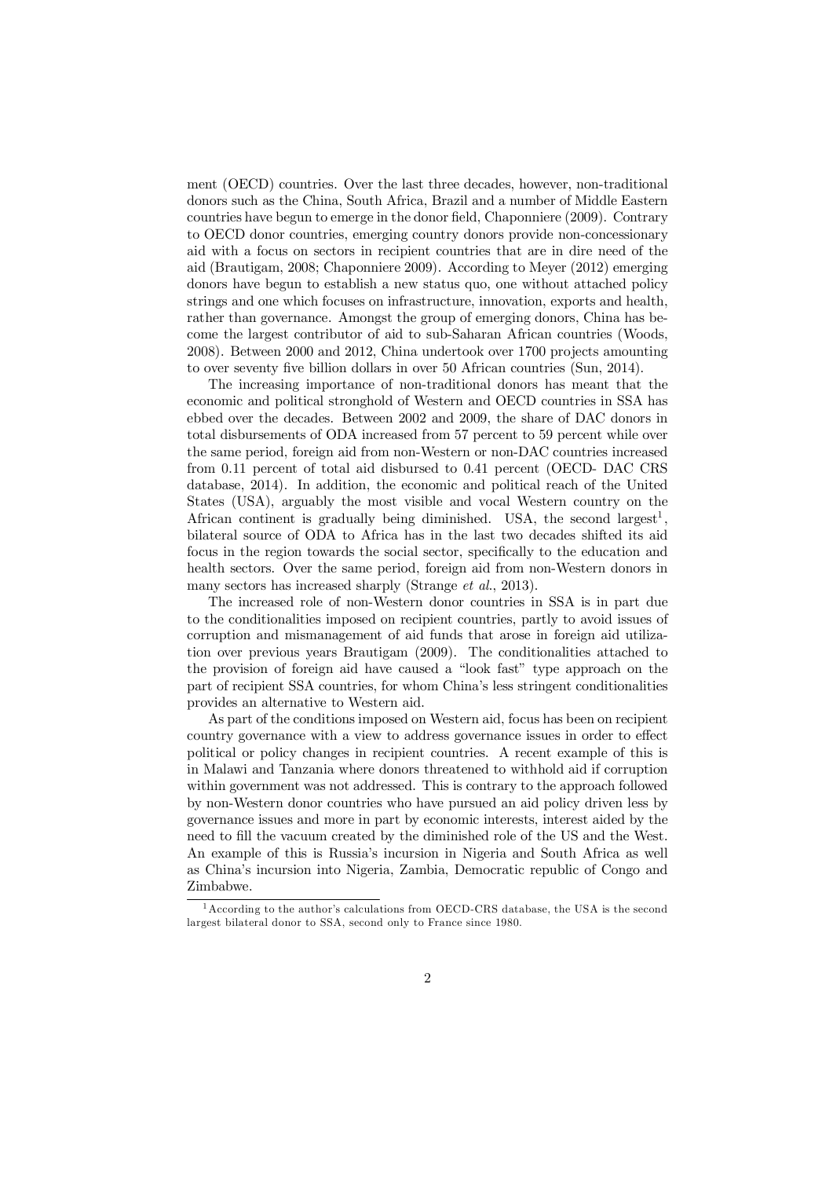ment (OECD) countries. Over the last three decades, however, non-traditional donors such as the China, South Africa, Brazil and a number of Middle Eastern countries have begun to emerge in the donor field, Chaponniere (2009). Contrary to OECD donor countries, emerging country donors provide non-concessionary aid with a focus on sectors in recipient countries that are in dire need of the aid (Brautigam, 2008; Chaponniere 2009). According to Meyer (2012) emerging donors have begun to establish a new status quo, one without attached policy strings and one which focuses on infrastructure, innovation, exports and health, rather than governance. Amongst the group of emerging donors, China has become the largest contributor of aid to sub-Saharan African countries (Woods, 2008). Between 2000 and 2012, China undertook over 1700 projects amounting to over seventy five billion dollars in over 50 African countries (Sun, 2014).

The increasing importance of non-traditional donors has meant that the economic and political stronghold of Western and OECD countries in SSA has ebbed over the decades. Between 2002 and 2009, the share of DAC donors in total disbursements of ODA increased from 57 percent to 59 percent while over the same period, foreign aid from non-Western or non-DAC countries increased from 0.11 percent of total aid disbursed to 0.41 percent (OECD- DAC CRS database, 2014). In addition, the economic and political reach of the United States (USA), arguably the most visible and vocal Western country on the African continent is gradually being diminished. USA, the second largest[1], bilateral source of ODA to Africa has in the last two decades shifted its aid focus in the region towards the social sector, specifically to the education and health sectors. Over the same period, foreign aid from non-Western donors in many sectors has increased sharply (Strange *et al.*, 2013).

The increased role of non-Western donor countries in SSA is in part due to the conditionalities imposed on recipient countries, partly to avoid issues of corruption and mismanagement of aid funds that arose in foreign aid utilization over previous years Brautigam (2009). The conditionalities attached to the provision of foreign aid have caused a "look fast" type approach on the part of recipient SSA countries, for whom China's less stringent conditionalities provides an alternative to Western aid.

As part of the conditions imposed on Western aid, focus has been on recipient country governance with a view to address governance issues in order to effect political or policy changes in recipient countries. A recent example of this is in Malawi and Tanzania where donors threatened to withhold aid if corruption within government was not addressed. This is contrary to the approach followed by non-Western donor countries who have pursued an aid policy driven less by governance issues and more in part by economic interests, interest aided by the need to fill the vacuum created by the diminished role of the US and the West. An example of this is Russia's incursion in Nigeria and South Africa as well as China's incursion into Nigeria, Zambia, Democratic republic of Congo and Zimbabwe.

[1] According to the author's calculations from OECD-CRS database, the USA is the second largest bilateral donor to SSA, second only to France since 1980.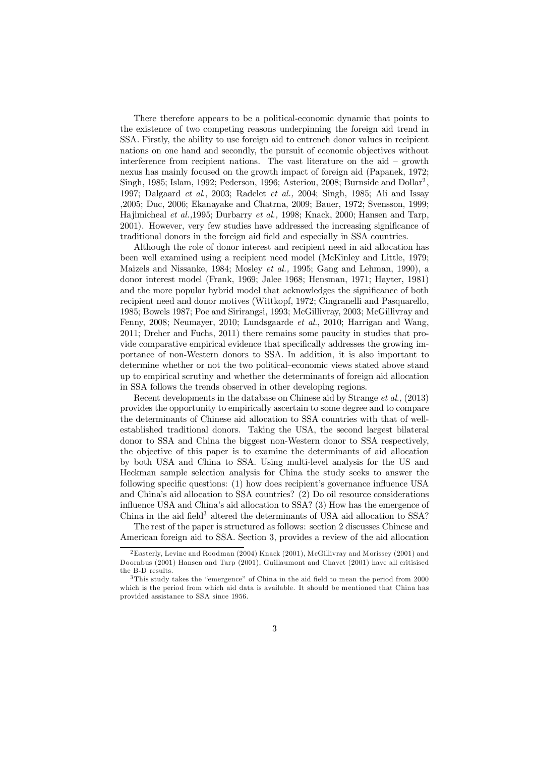There therefore appears to be a political-economic dynamic that points to the existence of two competing reasons underpinning the foreign aid trend in SSA. Firstly, the ability to use foreign aid to entrench donor values in recipient nations on one hand and secondly, the pursuit of economic objectives without interference from recipient nations. The vast literature on the aid – growth nexus has mainly focused on the growth impact of foreign aid (Papanek, 1972; Singh, 1985; Islam, 1992; Pederson, 1996; Asteriou, 2008; Burnside and Dollar[2], 1997; Dalgaard *et al.*, 2003; Radelet *et al.,* 2004; Singh, 1985; Ali and Issay ,2005; Duc, 2006; Ekanayake and Chatrna, 2009; Bauer, 1972; Svensson, 1999; Hajimicheal *et al.,*1995; Durbarry *et al.,* 1998; Knack, 2000; Hansen and Tarp, 2001). However, very few studies have addressed the increasing significance of traditional donors in the foreign aid field and especially in SSA countries.

Although the role of donor interest and recipient need in aid allocation has been well examined using a recipient need model (McKinley and Little, 1979; Maizels and Nissanke, 1984; Mosley *et al.,* 1995; Gang and Lehman, 1990), a donor interest model (Frank, 1969; Jalee 1968; Hensman, 1971; Hayter, 1981) and the more popular hybrid model that acknowledges the significance of both recipient need and donor motives (Wittkopf, 1972; Cingranelli and Pasquarello, 1985; Bowels 1987; Poe and Sirirangsi, 1993; McGillivray, 2003; McGillivray and Fenny, 2008; Neumayer, 2010; Lundsgaarde *et al.*, 2010; Harrigan and Wang, 2011; Dreher and Fuchs, 2011) there remains some paucity in studies that provide comparative empirical evidence that specifically addresses the growing importance of non-Western donors to SSA. In addition, it is also important to determine whether or not the two political–economic views stated above stand up to empirical scrutiny and whether the determinants of foreign aid allocation in SSA follows the trends observed in other developing regions.

Recent developments in the database on Chinese aid by Strange *et al.*, (2013) provides the opportunity to empirically ascertain to some degree and to compare the determinants of Chinese aid allocation to SSA countries with that of well-established traditional donors. Taking the USA, the second largest bilateral donor to SSA and China the biggest non-Western donor to SSA respectively, the objective of this paper is to examine the determinants of aid allocation by both USA and China to SSA. Using multi-level analysis for the US and Heckman sample selection analysis for China the study seeks to answer the following specific questions: (1) how does recipient's governance influence USA and China's aid allocation to SSA countries? (2) Do oil resource considerations influence USA and China's aid allocation to SSA? (3) How has the emergence of China in the aid field[3] altered the determinants of USA aid allocation to SSA?

The rest of the paper is structured as follows: section 2 discusses Chinese and American foreign aid to SSA. Section 3, provides a review of the aid allocation

---

[2] Easterly, Levine and Roodman (2004) Knack (2001), McGillivray and Morissey (2001) and Doornbus (2001) Hansen and Tarp (2001), Guillaumont and Chavet (2001) have all critisised the B-D results.

[3] This study takes the "emergence" of China in the aid field to mean the period from 2000 which is the period from which aid data is available. It should be mentioned that China has provided assistance to SSA since 1956.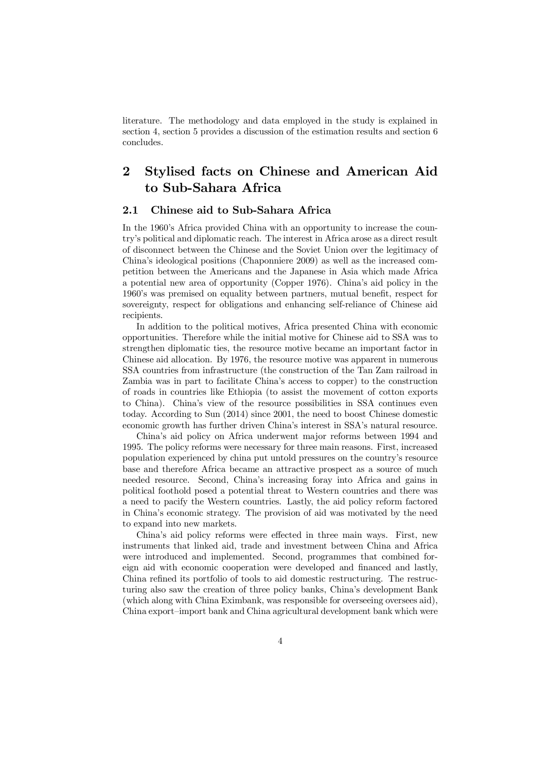literature. The methodology and data employed in the study is explained in section 4, section 5 provides a discussion of the estimation results and section 6 concludes.

## 2 Stylised facts on Chinese and American Aid to Sub-Sahara Africa

### 2.1 Chinese aid to Sub-Sahara Africa

In the 1960's Africa provided China with an opportunity to increase the country's political and diplomatic reach. The interest in Africa arose as a direct result of disconnect between the Chinese and the Soviet Union over the legitimacy of China's ideological positions (Chaponniere 2009) as well as the increased competition between the Americans and the Japanese in Asia which made Africa a potential new area of opportunity (Copper 1976). China's aid policy in the 1960's was premised on equality between partners, mutual benefit, respect for sovereignty, respect for obligations and enhancing self-reliance of Chinese aid recipients.

In addition to the political motives, Africa presented China with economic opportunities. Therefore while the initial motive for Chinese aid to SSA was to strengthen diplomatic ties, the resource motive became an important factor in Chinese aid allocation. By 1976, the resource motive was apparent in numerous SSA countries from infrastructure (the construction of the Tan Zam railroad in Zambia was in part to facilitate China's access to copper) to the construction of roads in countries like Ethiopia (to assist the movement of cotton exports to China). China's view of the resource possibilities in SSA continues even today. According to Sun (2014) since 2001, the need to boost Chinese domestic economic growth has further driven China's interest in SSA's natural resource.

China's aid policy on Africa underwent major reforms between 1994 and 1995. The policy reforms were necessary for three main reasons. First, increased population experienced by china put untold pressures on the country's resource base and therefore Africa became an attractive prospect as a source of much needed resource. Second, China's increasing foray into Africa and gains in political foothold posed a potential threat to Western countries and there was a need to pacify the Western countries. Lastly, the aid policy reform factored in China's economic strategy. The provision of aid was motivated by the need to expand into new markets.

China's aid policy reforms were effected in three main ways. First, new instruments that linked aid, trade and investment between China and Africa were introduced and implemented. Second, programmes that combined foreign aid with economic cooperation were developed and financed and lastly, China refined its portfolio of tools to aid domestic restructuring. The restructuring also saw the creation of three policy banks, China's development Bank (which along with China Eximbank, was responsible for overseeing oversees aid), China export–import bank and China agricultural development bank which were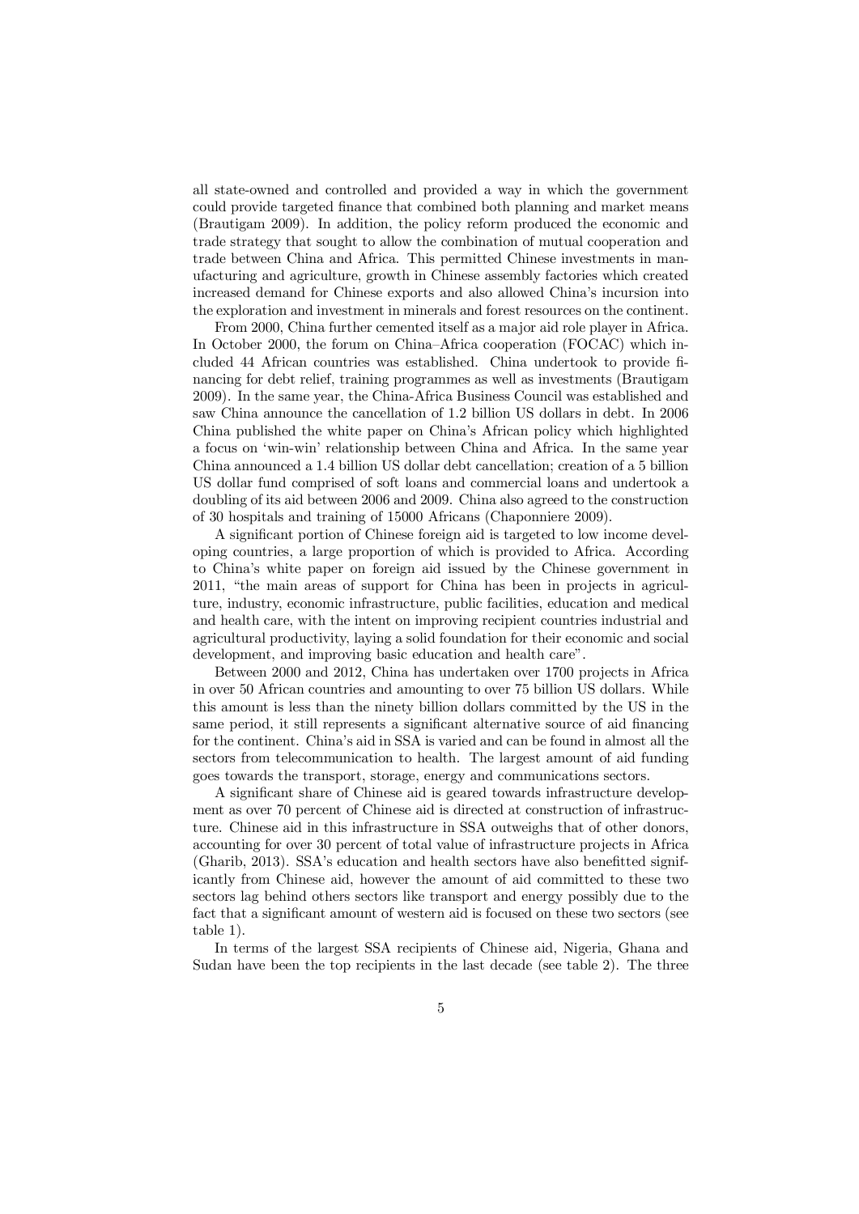all state-owned and controlled and provided a way in which the government could provide targeted finance that combined both planning and market means (Brautigam 2009). In addition, the policy reform produced the economic and trade strategy that sought to allow the combination of mutual cooperation and trade between China and Africa. This permitted Chinese investments in manufacturing and agriculture, growth in Chinese assembly factories which created increased demand for Chinese exports and also allowed China's incursion into the exploration and investment in minerals and forest resources on the continent.

From 2000, China further cemented itself as a major aid role player in Africa. In October 2000, the forum on China–Africa cooperation (FOCAC) which included 44 African countries was established. China undertook to provide financing for debt relief, training programmes as well as investments (Brautigam 2009). In the same year, the China-Africa Business Council was established and saw China announce the cancellation of 1.2 billion US dollars in debt. In 2006 China published the white paper on China's African policy which highlighted a focus on 'win-win' relationship between China and Africa. In the same year China announced a 1.4 billion US dollar debt cancellation; creation of a 5 billion US dollar fund comprised of soft loans and commercial loans and undertook a doubling of its aid between 2006 and 2009. China also agreed to the construction of 30 hospitals and training of 15000 Africans (Chaponniere 2009).

A significant portion of Chinese foreign aid is targeted to low income developing countries, a large proportion of which is provided to Africa. According to China's white paper on foreign aid issued by the Chinese government in 2011, "the main areas of support for China has been in projects in agriculture, industry, economic infrastructure, public facilities, education and medical and health care, with the intent on improving recipient countries industrial and agricultural productivity, laying a solid foundation for their economic and social development, and improving basic education and health care".

Between 2000 and 2012, China has undertaken over 1700 projects in Africa in over 50 African countries and amounting to over 75 billion US dollars. While this amount is less than the ninety billion dollars committed by the US in the same period, it still represents a significant alternative source of aid financing for the continent. China's aid in SSA is varied and can be found in almost all the sectors from telecommunication to health. The largest amount of aid funding goes towards the transport, storage, energy and communications sectors.

A significant share of Chinese aid is geared towards infrastructure development as over 70 percent of Chinese aid is directed at construction of infrastructure. Chinese aid in this infrastructure in SSA outweighs that of other donors, accounting for over 30 percent of total value of infrastructure projects in Africa (Gharib, 2013). SSA's education and health sectors have also benefitted significantly from Chinese aid, however the amount of aid committed to these two sectors lag behind others sectors like transport and energy possibly due to the fact that a significant amount of western aid is focused on these two sectors (see table 1).

In terms of the largest SSA recipients of Chinese aid, Nigeria, Ghana and Sudan have been the top recipients in the last decade (see table 2). The three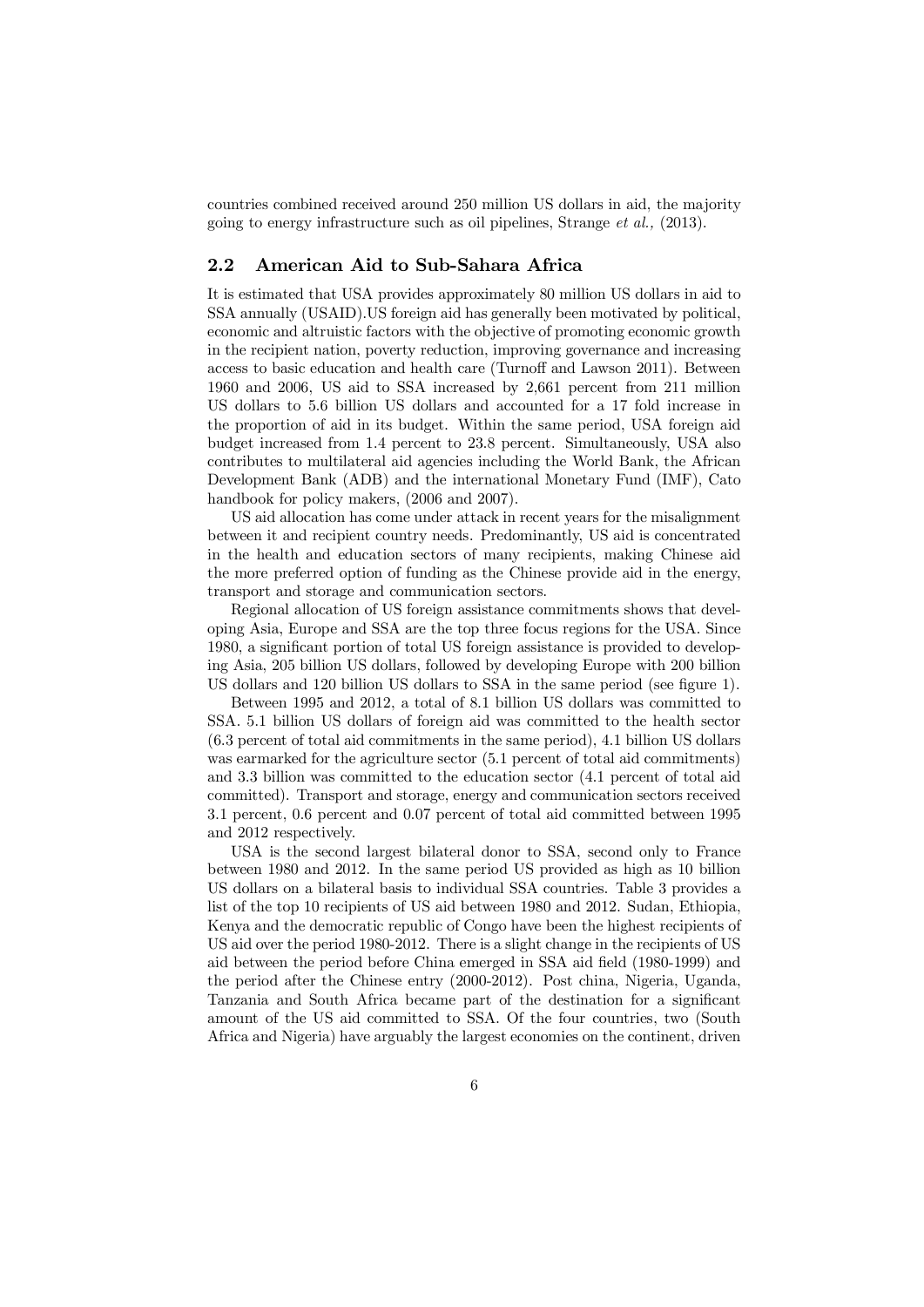countries combined received around 250 million US dollars in aid, the majority going to energy infrastructure such as oil pipelines, Strange *et al.,* (2013).

## 2.2 American Aid to Sub-Sahara Africa

It is estimated that USA provides approximately 80 million US dollars in aid to SSA annually (USAID).US foreign aid has generally been motivated by political, economic and altruistic factors with the objective of promoting economic growth in the recipient nation, poverty reduction, improving governance and increasing access to basic education and health care (Turnoff and Lawson 2011). Between 1960 and 2006, US aid to SSA increased by 2,661 percent from 211 million US dollars to 5.6 billion US dollars and accounted for a 17 fold increase in the proportion of aid in its budget. Within the same period, USA foreign aid budget increased from 1.4 percent to 23.8 percent. Simultaneously, USA also contributes to multilateral aid agencies including the World Bank, the African Development Bank (ADB) and the international Monetary Fund (IMF), Cato handbook for policy makers, (2006 and 2007).

US aid allocation has come under attack in recent years for the misalignment between it and recipient country needs. Predominantly, US aid is concentrated in the health and education sectors of many recipients, making Chinese aid the more preferred option of funding as the Chinese provide aid in the energy, transport and storage and communication sectors.

Regional allocation of US foreign assistance commitments shows that developing Asia, Europe and SSA are the top three focus regions for the USA. Since 1980, a significant portion of total US foreign assistance is provided to developing Asia, 205 billion US dollars, followed by developing Europe with 200 billion US dollars and 120 billion US dollars to SSA in the same period (see figure 1).

Between 1995 and 2012, a total of 8.1 billion US dollars was committed to SSA. 5.1 billion US dollars of foreign aid was committed to the health sector (6.3 percent of total aid commitments in the same period), 4.1 billion US dollars was earmarked for the agriculture sector (5.1 percent of total aid commitments) and 3.3 billion was committed to the education sector (4.1 percent of total aid committed). Transport and storage, energy and communication sectors received 3.1 percent, 0.6 percent and 0.07 percent of total aid committed between 1995 and 2012 respectively.

USA is the second largest bilateral donor to SSA, second only to France between 1980 and 2012. In the same period US provided as high as 10 billion US dollars on a bilateral basis to individual SSA countries. Table 3 provides a list of the top 10 recipients of US aid between 1980 and 2012. Sudan, Ethiopia, Kenya and the democratic republic of Congo have been the highest recipients of US aid over the period 1980-2012. There is a slight change in the recipients of US aid between the period before China emerged in SSA aid field (1980-1999) and the period after the Chinese entry (2000-2012). Post china, Nigeria, Uganda, Tanzania and South Africa became part of the destination for a significant amount of the US aid committed to SSA. Of the four countries, two (South Africa and Nigeria) have arguably the largest economies on the continent, driven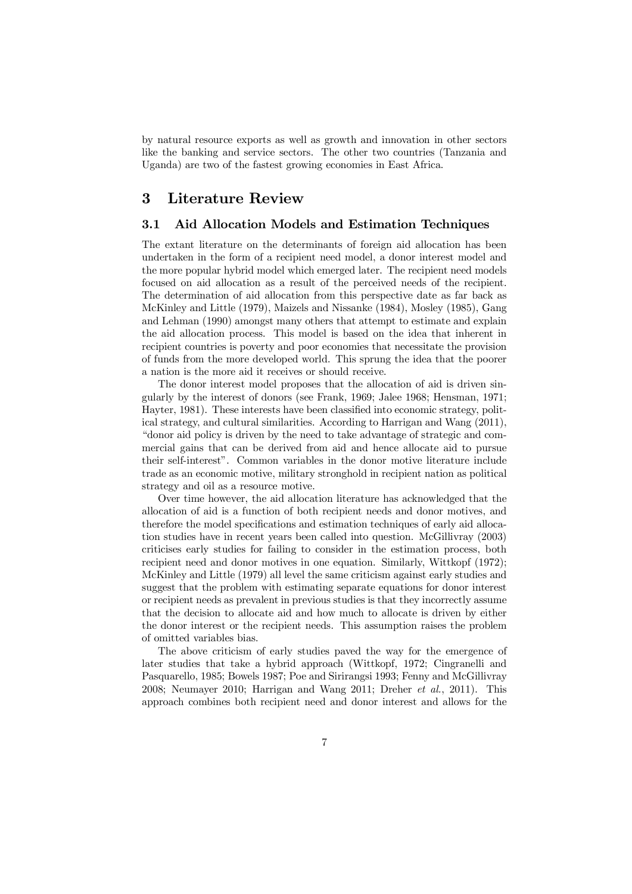by natural resource exports as well as growth and innovation in other sectors like the banking and service sectors. The other two countries (Tanzania and Uganda) are two of the fastest growing economies in East Africa.

# 3 Literature Review

## 3.1 Aid Allocation Models and Estimation Techniques

The extant literature on the determinants of foreign aid allocation has been undertaken in the form of a recipient need model, a donor interest model and the more popular hybrid model which emerged later. The recipient need models focused on aid allocation as a result of the perceived needs of the recipient. The determination of aid allocation from this perspective date as far back as McKinley and Little (1979), Maizels and Nissanke (1984), Mosley (1985), Gang and Lehman (1990) amongst many others that attempt to estimate and explain the aid allocation process. This model is based on the idea that inherent in recipient countries is poverty and poor economies that necessitate the provision of funds from the more developed world. This sprung the idea that the poorer a nation is the more aid it receives or should receive.

The donor interest model proposes that the allocation of aid is driven singularly by the interest of donors (see Frank, 1969; Jalee 1968; Hensman, 1971; Hayter, 1981). These interests have been classified into economic strategy, political strategy, and cultural similarities. According to Harrigan and Wang (2011), "donor aid policy is driven by the need to take advantage of strategic and commercial gains that can be derived from aid and hence allocate aid to pursue their self-interest". Common variables in the donor motive literature include trade as an economic motive, military stronghold in recipient nation as political strategy and oil as a resource motive.

Over time however, the aid allocation literature has acknowledged that the allocation of aid is a function of both recipient needs and donor motives, and therefore the model specifications and estimation techniques of early aid allocation studies have in recent years been called into question. McGillivray (2003) criticises early studies for failing to consider in the estimation process, both recipient need and donor motives in one equation. Similarly, Wittkopf (1972); McKinley and Little (1979) all level the same criticism against early studies and suggest that the problem with estimating separate equations for donor interest or recipient needs as prevalent in previous studies is that they incorrectly assume that the decision to allocate aid and how much to allocate is driven by either the donor interest or the recipient needs. This assumption raises the problem of omitted variables bias.

The above criticism of early studies paved the way for the emergence of later studies that take a hybrid approach (Wittkopf, 1972; Cingranelli and Pasquarello, 1985; Bowels 1987; Poe and Sirirangsi 1993; Fenny and McGillivray 2008; Neumayer 2010; Harrigan and Wang 2011; Dreher *et al.*, 2011). This approach combines both recipient need and donor interest and allows for the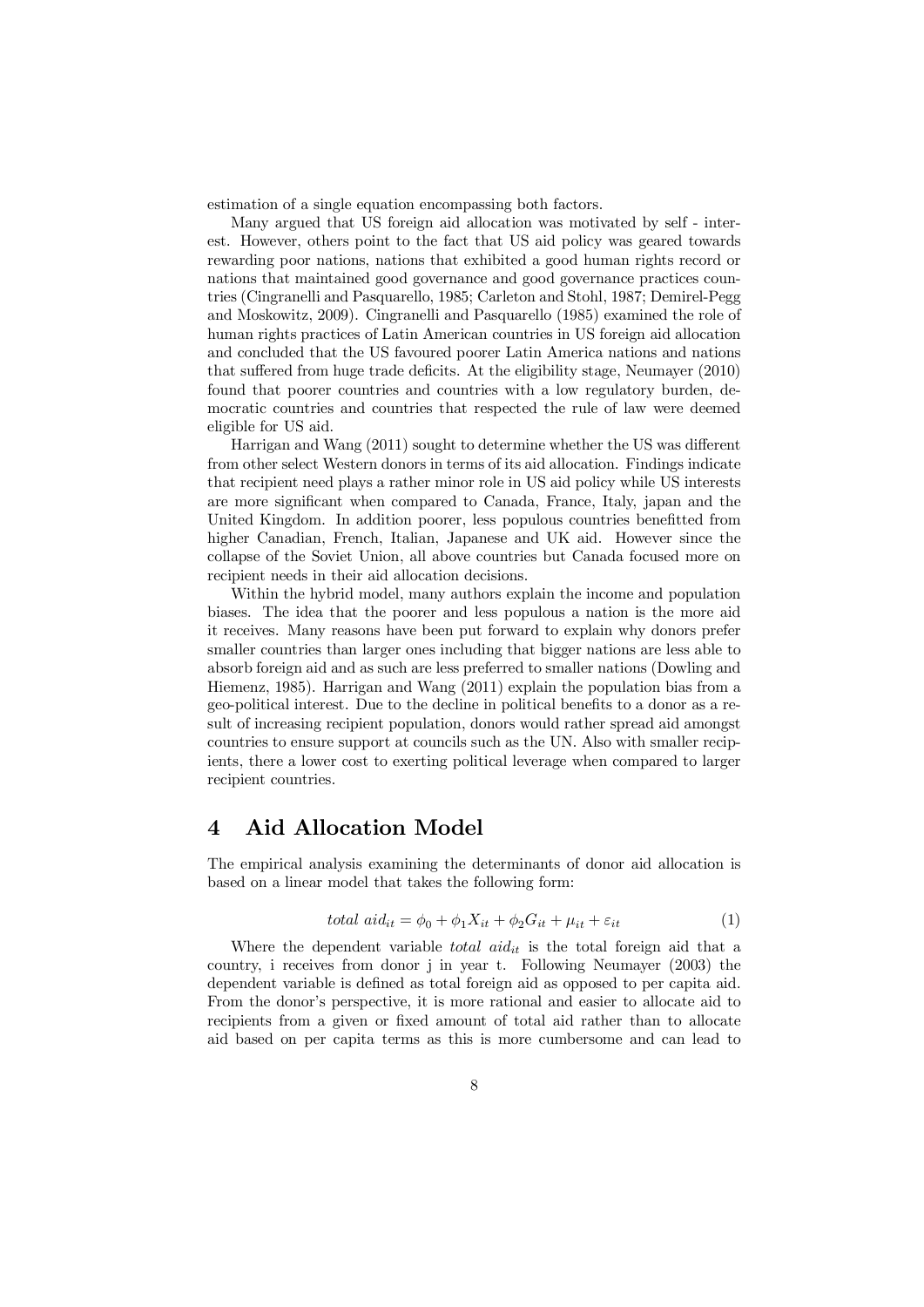estimation of a single equation encompassing both factors.

Many argued that US foreign aid allocation was motivated by self - interest. However, others point to the fact that US aid policy was geared towards rewarding poor nations, nations that exhibited a good human rights record or nations that maintained good governance and good governance practices countries (Cingranelli and Pasquarello, 1985; Carleton and Stohl, 1987; Demirel-Pegg and Moskowitz, 2009). Cingranelli and Pasquarello (1985) examined the role of human rights practices of Latin American countries in US foreign aid allocation and concluded that the US favoured poorer Latin America nations and nations that suffered from huge trade deficits. At the eligibility stage, Neumayer (2010) found that poorer countries and countries with a low regulatory burden, democratic countries and countries that respected the rule of law were deemed eligible for US aid.

Harrigan and Wang (2011) sought to determine whether the US was different from other select Western donors in terms of its aid allocation. Findings indicate that recipient need plays a rather minor role in US aid policy while US interests are more significant when compared to Canada, France, Italy, japan and the United Kingdom. In addition poorer, less populous countries benefitted from higher Canadian, French, Italian, Japanese and UK aid. However since the collapse of the Soviet Union, all above countries but Canada focused more on recipient needs in their aid allocation decisions.

Within the hybrid model, many authors explain the income and population biases. The idea that the poorer and less populous a nation is the more aid it receives. Many reasons have been put forward to explain why donors prefer smaller countries than larger ones including that bigger nations are less able to absorb foreign aid and as such are less preferred to smaller nations (Dowling and Hiemenz, 1985). Harrigan and Wang (2011) explain the population bias from a geo-political interest. Due to the decline in political benefits to a donor as a result of increasing recipient population, donors would rather spread aid amongst countries to ensure support at councils such as the UN. Also with smaller recipients, there a lower cost to exerting political leverage when compared to larger recipient countries.

# 4 Aid Allocation Model

The empirical analysis examining the determinants of donor aid allocation is based on a linear model that takes the following form:

$$total\ aid_{it} = \phi_0 + \phi_1 X_{it} + \phi_2 G_{it} + \mu_{it} + \varepsilon_{it} \quad (1)$$

Where the dependent variable $total\ aid_{it}$ is the total foreign aid that a country, i receives from donor j in year t. Following Neumayer (2003) the dependent variable is defined as total foreign aid as opposed to per capita aid. From the donor's perspective, it is more rational and easier to allocate aid to recipients from a given or fixed amount of total aid rather than to allocate aid based on per capita terms as this is more cumbersome and can lead to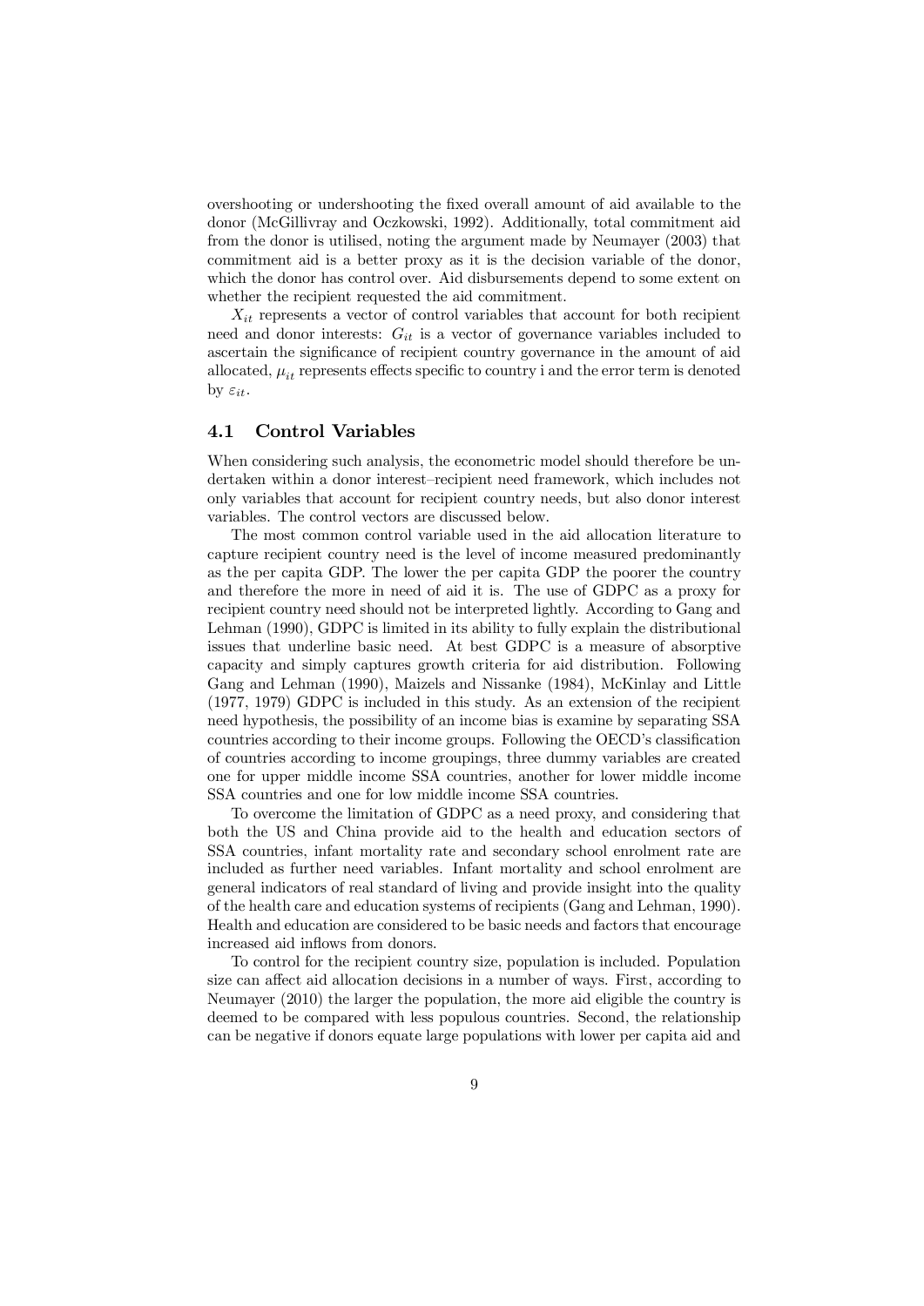overshooting or undershooting the fixed overall amount of aid available to the donor (McGillivray and Oczkowski, 1992). Additionally, total commitment aid from the donor is utilised, noting the argument made by Neumayer (2003) that commitment aid is a better proxy as it is the decision variable of the donor, which the donor has control over. Aid disbursements depend to some extent on whether the recipient requested the aid commitment.

$X_{it}$ represents a vector of control variables that account for both recipient need and donor interests: $G_{it}$ is a vector of governance variables included to ascertain the significance of recipient country governance in the amount of aid allocated, $\mu_{it}$ represents effects specific to country i and the error term is denoted by $\varepsilon_{it}$.

### 4.1 Control Variables

When considering such analysis, the econometric model should therefore be undertaken within a donor interest–recipient need framework, which includes not only variables that account for recipient country needs, but also donor interest variables. The control vectors are discussed below.

The most common control variable used in the aid allocation literature to capture recipient country need is the level of income measured predominantly as the per capita GDP. The lower the per capita GDP the poorer the country and therefore the more in need of aid it is. The use of GDPC as a proxy for recipient country need should not be interpreted lightly. According to Gang and Lehman (1990), GDPC is limited in its ability to fully explain the distributional issues that underline basic need. At best GDPC is a measure of absorptive capacity and simply captures growth criteria for aid distribution. Following Gang and Lehman (1990), Maizels and Nissanke (1984), McKinlay and Little (1977, 1979) GDPC is included in this study. As an extension of the recipient need hypothesis, the possibility of an income bias is examine by separating SSA countries according to their income groups. Following the OECD's classification of countries according to income groupings, three dummy variables are created one for upper middle income SSA countries, another for lower middle income SSA countries and one for low middle income SSA countries.

To overcome the limitation of GDPC as a need proxy, and considering that both the US and China provide aid to the health and education sectors of SSA countries, infant mortality rate and secondary school enrolment rate are included as further need variables. Infant mortality and school enrolment are general indicators of real standard of living and provide insight into the quality of the health care and education systems of recipients (Gang and Lehman, 1990). Health and education are considered to be basic needs and factors that encourage increased aid inflows from donors.

To control for the recipient country size, population is included. Population size can affect aid allocation decisions in a number of ways. First, according to Neumayer (2010) the larger the population, the more aid eligible the country is deemed to be compared with less populous countries. Second, the relationship can be negative if donors equate large populations with lower per capita aid and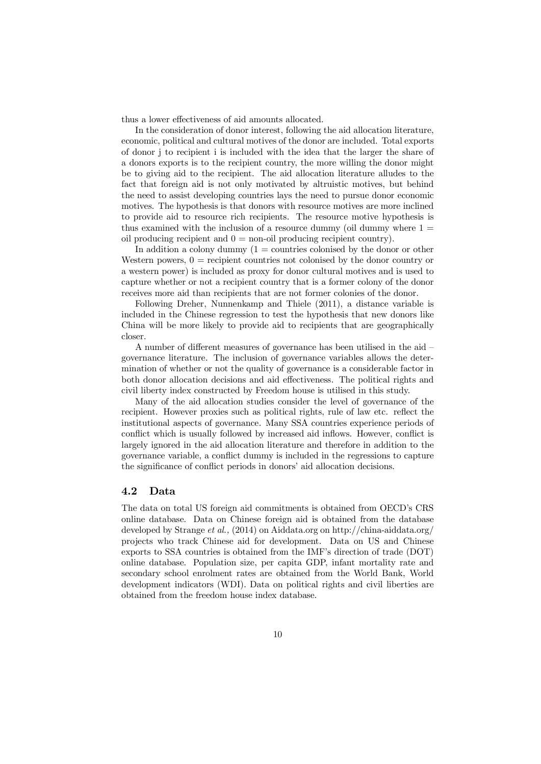thus a lower effectiveness of aid amounts allocated.

In the consideration of donor interest, following the aid allocation literature, economic, political and cultural motives of the donor are included. Total exports of donor j to recipient i is included with the idea that the larger the share of a donors exports is to the recipient country, the more willing the donor might be to giving aid to the recipient. The aid allocation literature alludes to the fact that foreign aid is not only motivated by altruistic motives, but behind the need to assist developing countries lays the need to pursue donor economic motives. The hypothesis is that donors with resource motives are more inclined to provide aid to resource rich recipients. The resource motive hypothesis is thus examined with the inclusion of a resource dummy (oil dummy where 1 = oil producing recipient and 0 = non-oil producing recipient country).

In addition a colony dummy (1 = countries colonised by the donor or other Western powers, 0 = recipient countries not colonised by the donor country or a western power) is included as proxy for donor cultural motives and is used to capture whether or not a recipient country that is a former colony of the donor receives more aid than recipients that are not former colonies of the donor.

Following Dreher, Nunnenkamp and Thiele (2011), a distance variable is included in the Chinese regression to test the hypothesis that new donors like China will be more likely to provide aid to recipients that are geographically closer.

A number of different measures of governance has been utilised in the aid – governance literature. The inclusion of governance variables allows the determination of whether or not the quality of governance is a considerable factor in both donor allocation decisions and aid effectiveness. The political rights and civil liberty index constructed by Freedom house is utilised in this study.

Many of the aid allocation studies consider the level of governance of the recipient. However proxies such as political rights, rule of law etc. reflect the institutional aspects of governance. Many SSA countries experience periods of conflict which is usually followed by increased aid inflows. However, conflict is largely ignored in the aid allocation literature and therefore in addition to the governance variable, a conflict dummy is included in the regressions to capture the significance of conflict periods in donors' aid allocation decisions.

## 4.2 Data

The data on total US foreign aid commitments is obtained from OECD's CRS online database. Data on Chinese foreign aid is obtained from the database developed by Strange *et al.,* (2014) on Aiddata.org on http://china-aiddata.org/projects who track Chinese aid for development. Data on US and Chinese exports to SSA countries is obtained from the IMF's direction of trade (DOT) online database. Population size, per capita GDP, infant mortality rate and secondary school enrolment rates are obtained from the World Bank, World development indicators (WDI). Data on political rights and civil liberties are obtained from the freedom house index database.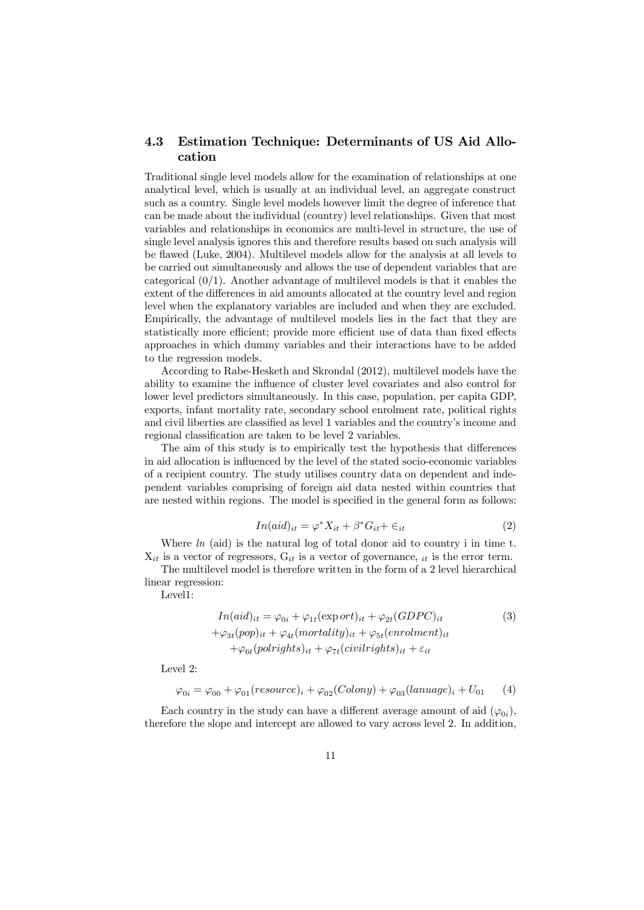### 4.3 Estimation Technique: Determinants of US Aid Allocation

Traditional single level models allow for the examination of relationships at one analytical level, which is usually at an individual level, an aggregate construct such as a country. Single level models however limit the degree of inference that can be made about the individual (country) level relationships. Given that most variables and relationships in economics are multi-level in structure, the use of single level analysis ignores this and therefore results based on such analysis will be flawed (Luke, 2004). Multilevel models allow for the analysis at all levels to be carried out simultaneously and allows the use of dependent variables that are categorical (0/1). Another advantage of multilevel models is that it enables the extent of the differences in aid amounts allocated at the country level and region level when the explanatory variables are included and when they are excluded. Empirically, the advantage of multilevel models lies in the fact that they are statistically more efficient; provide more efficient use of data than fixed effects approaches in which dummy variables and their interactions have to be added to the regression models.

According to Rabe-Hesketh and Skrondal (2012), multilevel models have the ability to examine the influence of cluster level covariates and also control for lower level predictors simultaneously. In this case, population, per capita GDP, exports, infant mortality rate, secondary school enrolment rate, political rights and civil liberties are classified as level 1 variables and the country's income and regional classification are taken to be level 2 variables.

The aim of this study is to empirically test the hypothesis that differences in aid allocation is influenced by the level of the stated socio-economic variables of a recipient country. The study utilises country data on dependent and independent variables comprising of foreign aid data nested within countries that are nested within regions. The model is specified in the general form as follows:

$$In(aid)_{it} = \varphi^{*} X_{it} + \beta^{*} G_{it} + \in_{it} \tag{2}$$

Where *ln* (aid) is the natural log of total donor aid to country i in time t. $X_{it}$ is a vector of regressors, $G_{it}$ is a vector of governance, $_{it}$ is the error term.

The multilevel model is therefore written in the form of a 2 level hierarchical linear regression:

Level1:

$$\begin{aligned} In(aid)_{it} &= \varphi_{0i} + \varphi_{1t}(\exp ort)_{it} + \varphi_{2t}(GDPC)_{it} \\ &+ \varphi_{3t}(pop)_{it} + \varphi_{4t}(mortality)_{it} + \varphi_{5t}(enrolment)_{it} \\ &+ \varphi_{6t}(polrights)_{it} + \varphi_{7t}(civilrights)_{it} + \varepsilon_{it} \end{aligned} \tag{3}$$

Level 2:

$$\varphi_{0i} = \varphi_{00} + \varphi_{01}(resource)_{i} + \varphi_{02}(Colony) + \varphi_{03}(lanuage)_{i} + U_{01} \tag{4}$$

Each country in the study can have a different average amount of aid ($\varphi_{0i}$), therefore the slope and intercept are allowed to vary across level 2. In addition,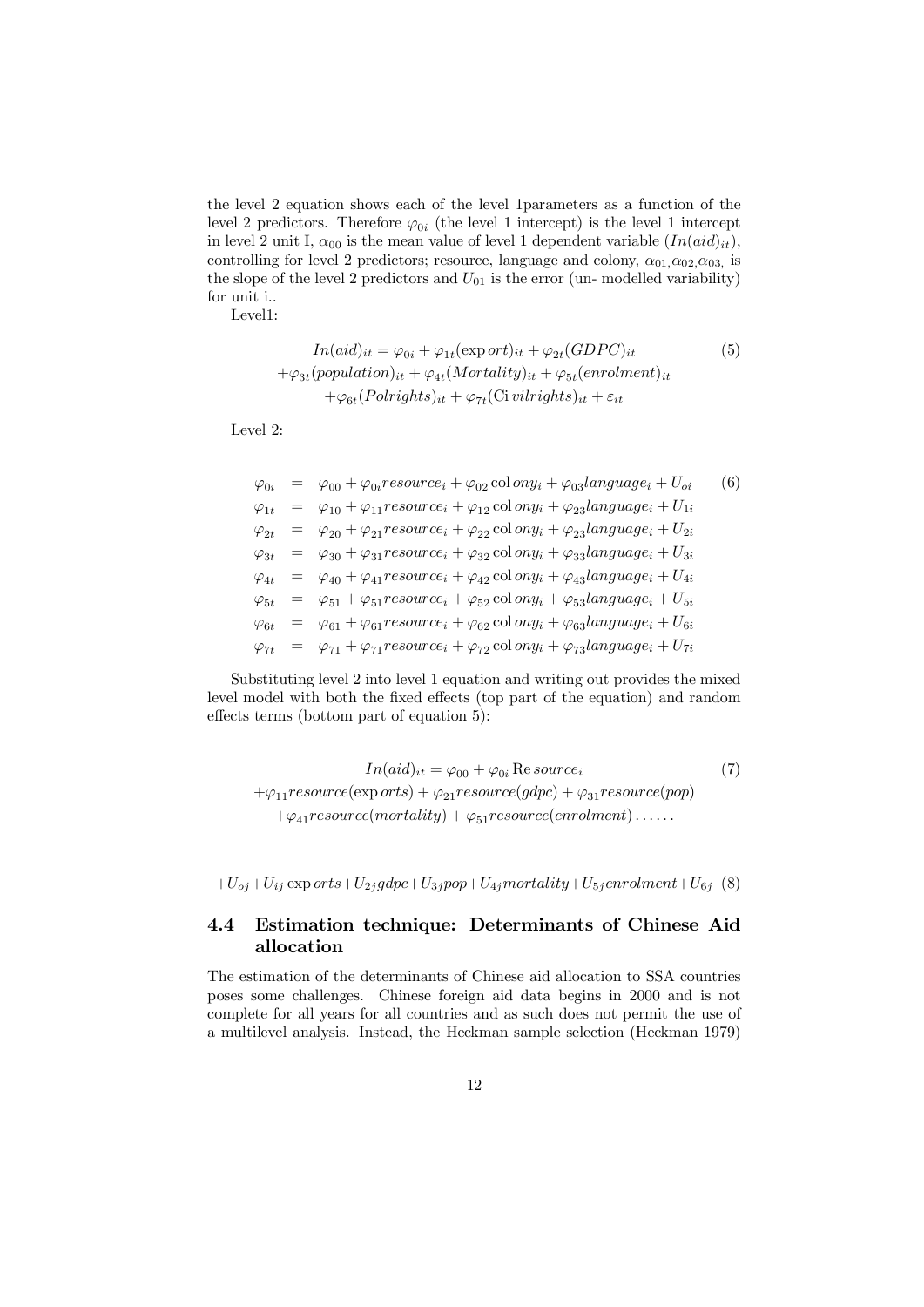the level 2 equation shows each of the level 1parameters as a function of the level 2 predictors. Therefore $\varphi_{0i}$ (the level 1 intercept) is the level 1 intercept in level 2 unit I, $\alpha_{00}$ is the mean value of level 1 dependent variable $(In(aid)_{it})$, controlling for level 2 predictors; resource, language and colony, $\alpha_{01,}\alpha_{02,}\alpha_{03,}$ is the slope of the level 2 predictors and $U_{01}$ is the error (un- modelled variability) for unit i..

Level1:

$$
\begin{aligned}
In(aid)_{it} &= \varphi_{0i} + \varphi_{1t}(\exp ort)_{it} + \varphi_{2t}(GDPC)_{it} \\
&+\varphi_{3t}(population)_{it} + \varphi_{4t}(Mortality)_{it} + \varphi_{5t}(enrolment)_{it} \\
&+\varphi_{6t}(Polrights)_{it} + \varphi_{7t}(\mathrm{Ci}\,vilrights)_{it} + \varepsilon_{it}
\end{aligned}
\tag{5}
$$

Level 2:

$$
\begin{aligned}
\varphi_{0i} &= \varphi_{00} + \varphi_{0i} resource_i + \varphi_{02} \operatorname{col} ony_i + \varphi_{03} language_i + U_{oi} \\
\varphi_{1t} &= \varphi_{10} + \varphi_{11} resource_i + \varphi_{12} \operatorname{col} ony_i + \varphi_{23} language_i + U_{1i} \\
\varphi_{2t} &= \varphi_{20} + \varphi_{21} resource_i + \varphi_{22} \operatorname{col} ony_i + \varphi_{23} language_i + U_{2i} \\
\varphi_{3t} &= \varphi_{30} + \varphi_{31} resource_i + \varphi_{32} \operatorname{col} ony_i + \varphi_{33} language_i + U_{3i} \\
\varphi_{4t} &= \varphi_{40} + \varphi_{41} resource_i + \varphi_{42} \operatorname{col} ony_i + \varphi_{43} language_i + U_{4i} \\
\varphi_{5t} &= \varphi_{51} + \varphi_{51} resource_i + \varphi_{52} \operatorname{col} ony_i + \varphi_{53} language_i + U_{5i} \\
\varphi_{6t} &= \varphi_{61} + \varphi_{61} resource_i + \varphi_{62} \operatorname{col} ony_i + \varphi_{63} language_i + U_{6i} \\
\varphi_{7t} &= \varphi_{71} + \varphi_{71} resource_i + \varphi_{72} \operatorname{col} ony_i + \varphi_{73} language_i + U_{7i}
\end{aligned}
\tag{6}
$$

Substituting level 2 into level 1 equation and writing out provides the mixed level model with both the fixed effects (top part of the equation) and random effects terms (bottom part of equation 5):

$$
\begin{aligned}
In(aid)_{it} &= \varphi_{00} + \varphi_{0i} \operatorname{Re} source_i \\
&+\varphi_{11} resource(\exp orts) + \varphi_{21} resource(gdpc) + \varphi_{31} resource(pop) \\
&+\varphi_{41} resource(mortality) + \varphi_{51} resource(enrolment) \ldots\ldots
\end{aligned}
\tag{7}
$$

$$
+U_{oj} + U_{ij} \exp orts + U_{2j} gdpc + U_{3j} pop + U_{4j} mortality + U_{5j} enrolment + U_{6j} \tag{8}
$$

### 4.4 Estimation technique: Determinants of Chinese Aid allocation

The estimation of the determinants of Chinese aid allocation to SSA countries poses some challenges. Chinese foreign aid data begins in 2000 and is not complete for all years for all countries and as such does not permit the use of a multilevel analysis. Instead, the Heckman sample selection (Heckman 1979)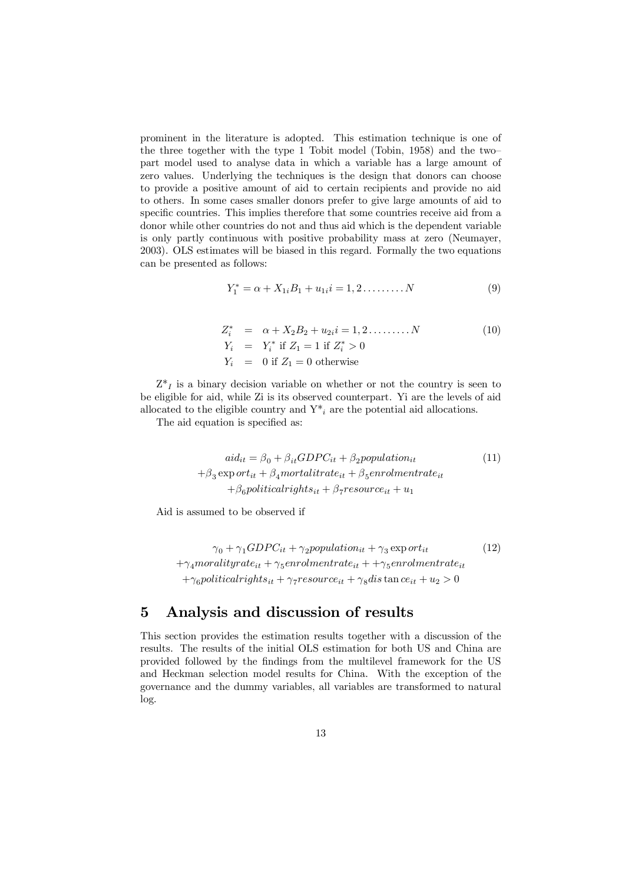prominent in the literature is adopted. This estimation technique is one of the three together with the type 1 Tobit model (Tobin, 1958) and the two–part model used to analyse data in which a variable has a large amount of zero values. Underlying the techniques is the design that donors can choose to provide a positive amount of aid to certain recipients and provide no aid to others. In some cases smaller donors prefer to give large amounts of aid to specific countries. This implies therefore that some countries receive aid from a donor while other countries do not and thus aid which is the dependent variable is only partly continuous with positive probability mass at zero (Neumayer, 2003). OLS estimates will be biased in this regard. Formally the two equations can be presented as follows:

$$Y_1^* = \alpha + X_{1i}B_1 + u_{1i}i = 1, 2 \ldots\ldots\ldots N \tag{9}$$

$$\begin{aligned} Z_i^* &= \alpha + X_2B_2 + u_{2i}i = 1, 2 \ldots\ldots\ldots N \\ Y_i &= Y_i^* \text{ if } Z_1 = 1 \text{ if } Z_i^* > 0 \\ Y_i &= 0 \text{ if } Z_1 = 0 \text{ otherwise} \end{aligned} \tag{10}$$

$Z^*_I$ is a binary decision variable on whether or not the country is seen to be eligible for aid, while Zi is its observed counterpart. Yi are the levels of aid allocated to the eligible country and $Y^*_i$ are the potential aid allocations.

The aid equation is specified as:

$$\begin{aligned} aid_{it} = \beta_0 + \beta_{it}GDPC_{it} + \beta_2 population_{it} \\ +\beta_3 \exp ort_{it} + \beta_4 mortalitrate_{it} + \beta_5 enrolmentrate_{it} \\ +\beta_6 politicalrights_{it} + \beta_7 resource_{it} + u_1 \end{aligned} \tag{11}$$

Aid is assumed to be observed if

$$\begin{aligned} \gamma_0 + \gamma_1 GDPC_{it} + \gamma_2 population_{it} + \gamma_3 \exp ort_{it} \\ +\gamma_4 moralityrate_{it} + \gamma_5 enrolmentrate_{it} + +\gamma_5 enrolmentrate_{it} \\ +\gamma_6 politicalrights_{it} + \gamma_7 resource_{it} + \gamma_8 dis\tan ce_{it} + u_2 > 0 \end{aligned} \tag{12}$$

## 5 Analysis and discussion of results

This section provides the estimation results together with a discussion of the results. The results of the initial OLS estimation for both US and China are provided followed by the findings from the multilevel framework for the US and Heckman selection model results for China. With the exception of the governance and the dummy variables, all variables are transformed to natural log.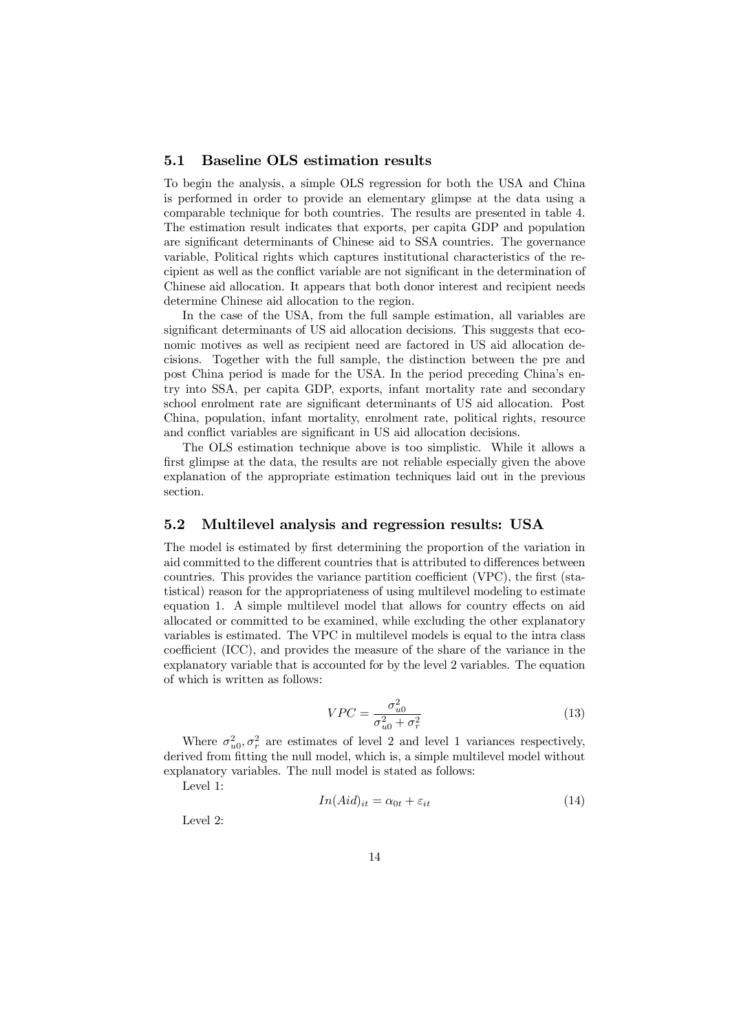## 5.1 Baseline OLS estimation results

To begin the analysis, a simple OLS regression for both the USA and China is performed in order to provide an elementary glimpse at the data using a comparable technique for both countries. The results are presented in table 4. The estimation result indicates that exports, per capita GDP and population are significant determinants of Chinese aid to SSA countries. The governance variable, Political rights which captures institutional characteristics of the recipient as well as the conflict variable are not significant in the determination of Chinese aid allocation. It appears that both donor interest and recipient needs determine Chinese aid allocation to the region.

In the case of the USA, from the full sample estimation, all variables are significant determinants of US aid allocation decisions. This suggests that economic motives as well as recipient need are factored in US aid allocation decisions. Together with the full sample, the distinction between the pre and post China period is made for the USA. In the period preceding China's entry into SSA, per capita GDP, exports, infant mortality rate and secondary school enrolment rate are significant determinants of US aid allocation. Post China, population, infant mortality, enrolment rate, political rights, resource and conflict variables are significant in US aid allocation decisions.

The OLS estimation technique above is too simplistic. While it allows a first glimpse at the data, the results are not reliable especially given the above explanation of the appropriate estimation techniques laid out in the previous section.

## 5.2 Multilevel analysis and regression results: USA

The model is estimated by first determining the proportion of the variation in aid committed to the different countries that is attributed to differences between countries. This provides the variance partition coefficient (VPC), the first (statistical) reason for the appropriateness of using multilevel modeling to estimate equation 1. A simple multilevel model that allows for country effects on aid allocated or committed to be examined, while excluding the other explanatory variables is estimated. The VPC in multilevel models is equal to the intra class coefficient (ICC), and provides the measure of the share of the variance in the explanatory variable that is accounted for by the level 2 variables. The equation of which is written as follows:

$$VPC = \frac{\sigma_{u0}^2}{\sigma_{u0}^2 + \sigma_r^2} \tag{13}$$

Where $\sigma_{u0}^2, \sigma_r^2$ are estimates of level 2 and level 1 variances respectively, derived from fitting the null model, which is, a simple multilevel model without explanatory variables. The null model is stated as follows:

Level 1:

$$In(Aid)_{it} = \alpha_{0t} + \varepsilon_{it} \tag{14}$$

Level 2: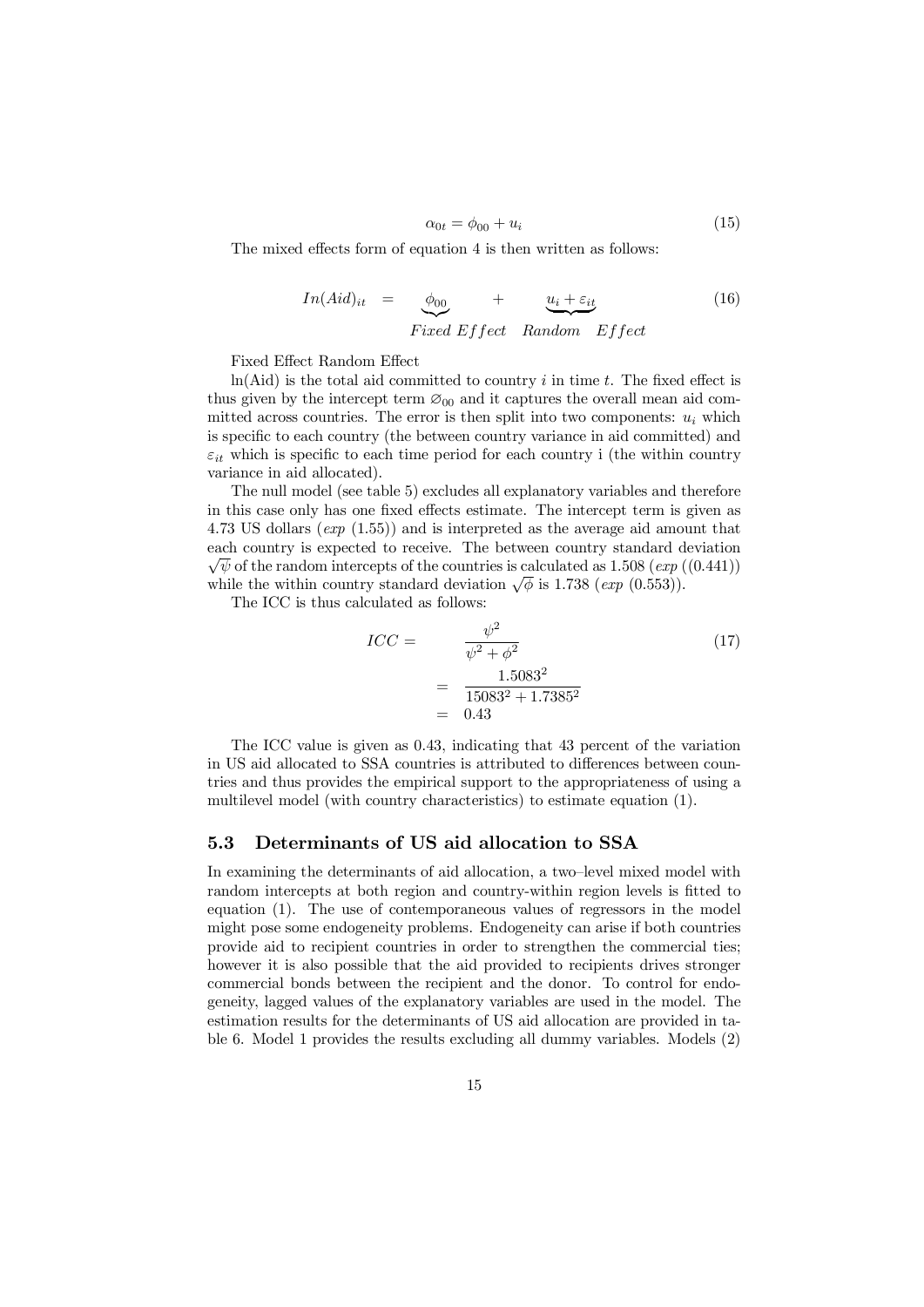$$\alpha_{0t} = \phi_{00} + u_i \tag{15}$$

The mixed effects form of equation 4 is then written as follows:

$$In(Aid)_{it} \quad = \quad \underbrace{\phi_{00}}_{Fixed\ Effect} \quad + \quad \underbrace{u_i + \varepsilon_{it}}_{Random\quad Effect} \tag{16}$$

Fixed Effect Random Effect

ln(Aid) is the total aid committed to country $i$ in time $t$. The fixed effect is thus given by the intercept term $\varnothing_{00}$ and it captures the overall mean aid committed across countries. The error is then split into two components: $u_i$ which is specific to each country (the between country variance in aid committed) and $\varepsilon_{it}$ which is specific to each time period for each country i (the within country variance in aid allocated).

The null model (see table 5) excludes all explanatory variables and therefore in this case only has one fixed effects estimate. The intercept term is given as 4.73 US dollars (*exp* (1.55)) and is interpreted as the average aid amount that each country is expected to receive. The between country standard deviation $\sqrt{\psi}$ of the random intercepts of the countries is calculated as 1.508 (*exp* ((0.441)) while the within country standard deviation $\sqrt{\phi}$ is 1.738 (*exp* (0.553)).

The ICC is thus calculated as follows:

$$\begin{aligned} ICC = \quad & \frac{\psi^2}{\psi^2 + \phi^2} \\ = \quad & \frac{1.5083^2}{15083^2 + 1.7385^2} \\ = \quad & 0.43 \end{aligned} \tag{17}$$

The ICC value is given as 0.43, indicating that 43 percent of the variation in US aid allocated to SSA countries is attributed to differences between countries and thus provides the empirical support to the appropriateness of using a multilevel model (with country characteristics) to estimate equation (1).

### 5.3 Determinants of US aid allocation to SSA

In examining the determinants of aid allocation, a two–level mixed model with random intercepts at both region and country-within region levels is fitted to equation (1). The use of contemporaneous values of regressors in the model might pose some endogeneity problems. Endogeneity can arise if both countries provide aid to recipient countries in order to strengthen the commercial ties; however it is also possible that the aid provided to recipients drives stronger commercial bonds between the recipient and the donor. To control for endogeneity, lagged values of the explanatory variables are used in the model. The estimation results for the determinants of US aid allocation are provided in table 6. Model 1 provides the results excluding all dummy variables. Models (2)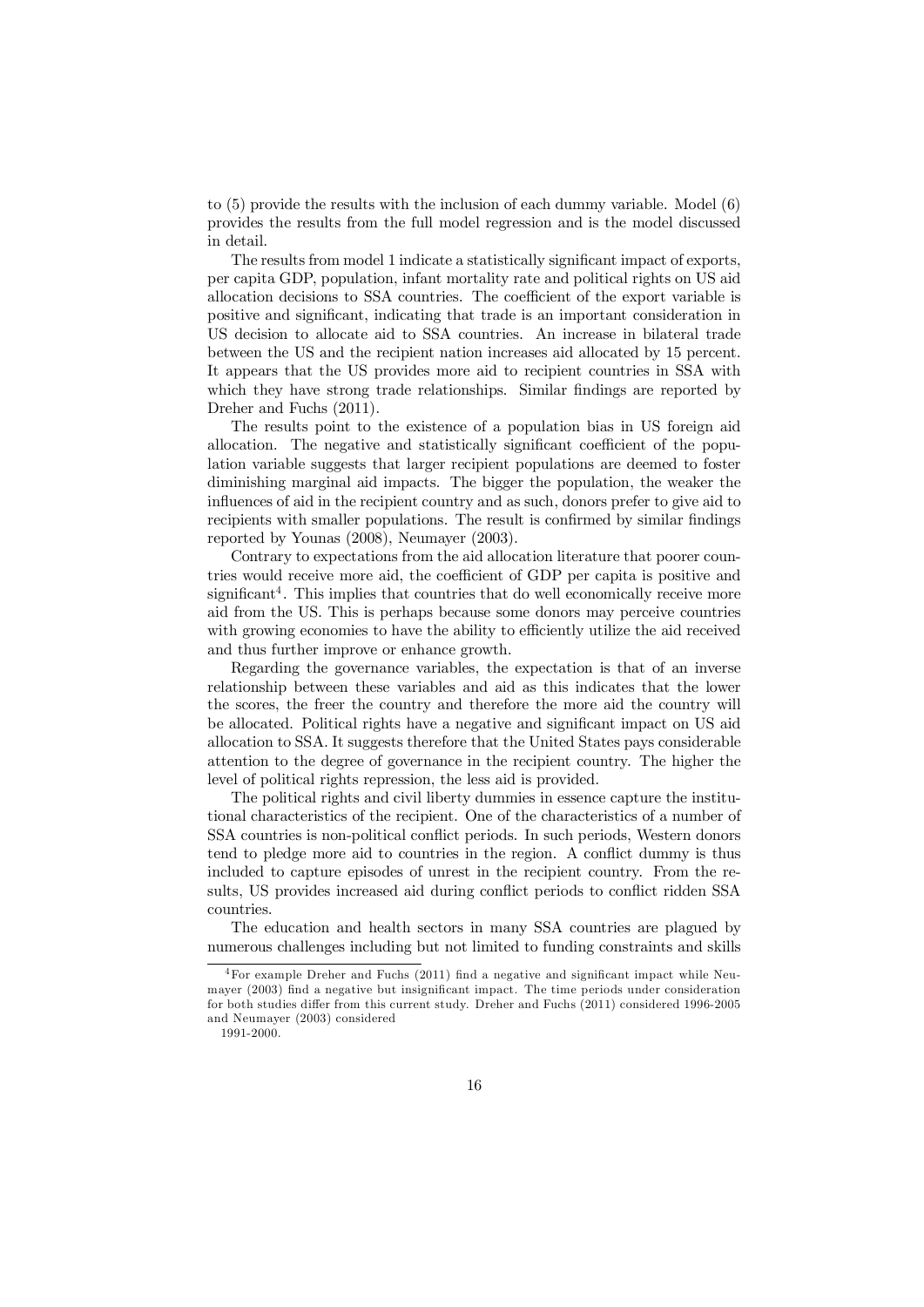to (5) provide the results with the inclusion of each dummy variable. Model (6) provides the results from the full model regression and is the model discussed in detail.

The results from model 1 indicate a statistically significant impact of exports, per capita GDP, population, infant mortality rate and political rights on US aid allocation decisions to SSA countries. The coefficient of the export variable is positive and significant, indicating that trade is an important consideration in US decision to allocate aid to SSA countries. An increase in bilateral trade between the US and the recipient nation increases aid allocated by 15 percent. It appears that the US provides more aid to recipient countries in SSA with which they have strong trade relationships. Similar findings are reported by Dreher and Fuchs (2011).

The results point to the existence of a population bias in US foreign aid allocation. The negative and statistically significant coefficient of the population variable suggests that larger recipient populations are deemed to foster diminishing marginal aid impacts. The bigger the population, the weaker the influences of aid in the recipient country and as such, donors prefer to give aid to recipients with smaller populations. The result is confirmed by similar findings reported by Younas (2008), Neumayer (2003).

Contrary to expectations from the aid allocation literature that poorer countries would receive more aid, the coefficient of GDP per capita is positive and significant[4]. This implies that countries that do well economically receive more aid from the US. This is perhaps because some donors may perceive countries with growing economies to have the ability to efficiently utilize the aid received and thus further improve or enhance growth.

Regarding the governance variables, the expectation is that of an inverse relationship between these variables and aid as this indicates that the lower the scores, the freer the country and therefore the more aid the country will be allocated. Political rights have a negative and significant impact on US aid allocation to SSA. It suggests therefore that the United States pays considerable attention to the degree of governance in the recipient country. The higher the level of political rights repression, the less aid is provided.

The political rights and civil liberty dummies in essence capture the institutional characteristics of the recipient. One of the characteristics of a number of SSA countries is non-political conflict periods. In such periods, Western donors tend to pledge more aid to countries in the region. A conflict dummy is thus included to capture episodes of unrest in the recipient country. From the results, US provides increased aid during conflict periods to conflict ridden SSA countries.

The education and health sectors in many SSA countries are plagued by numerous challenges including but not limited to funding constraints and skills

[4] For example Dreher and Fuchs (2011) find a negative and significant impact while Neumayer (2003) find a negative but insignificant impact. The time periods under consideration for both studies differ from this current study. Dreher and Fuchs (2011) considered 1996-2005 and Neumayer (2003) considered 1991-2000.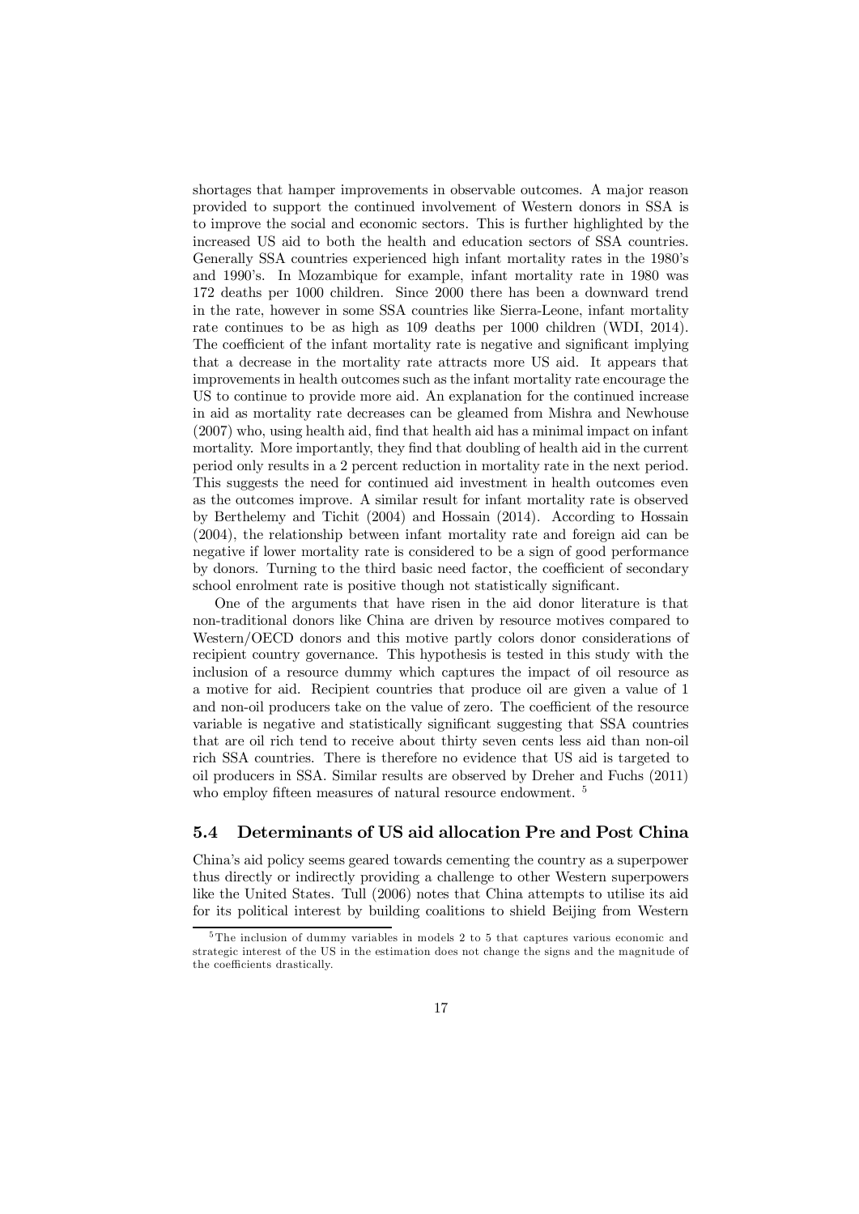shortages that hamper improvements in observable outcomes. A major reason provided to support the continued involvement of Western donors in SSA is to improve the social and economic sectors. This is further highlighted by the increased US aid to both the health and education sectors of SSA countries. Generally SSA countries experienced high infant mortality rates in the 1980's and 1990's. In Mozambique for example, infant mortality rate in 1980 was 172 deaths per 1000 children. Since 2000 there has been a downward trend in the rate, however in some SSA countries like Sierra-Leone, infant mortality rate continues to be as high as 109 deaths per 1000 children (WDI, 2014). The coefficient of the infant mortality rate is negative and significant implying that a decrease in the mortality rate attracts more US aid. It appears that improvements in health outcomes such as the infant mortality rate encourage the US to continue to provide more aid. An explanation for the continued increase in aid as mortality rate decreases can be gleamed from Mishra and Newhouse (2007) who, using health aid, find that health aid has a minimal impact on infant mortality. More importantly, they find that doubling of health aid in the current period only results in a 2 percent reduction in mortality rate in the next period. This suggests the need for continued aid investment in health outcomes even as the outcomes improve. A similar result for infant mortality rate is observed by Berthelemy and Tichit (2004) and Hossain (2014). According to Hossain (2004), the relationship between infant mortality rate and foreign aid can be negative if lower mortality rate is considered to be a sign of good performance by donors. Turning to the third basic need factor, the coefficient of secondary school enrolment rate is positive though not statistically significant.

One of the arguments that have risen in the aid donor literature is that non-traditional donors like China are driven by resource motives compared to Western/OECD donors and this motive partly colors donor considerations of recipient country governance. This hypothesis is tested in this study with the inclusion of a resource dummy which captures the impact of oil resource as a motive for aid. Recipient countries that produce oil are given a value of 1 and non-oil producers take on the value of zero. The coefficient of the resource variable is negative and statistically significant suggesting that SSA countries that are oil rich tend to receive about thirty seven cents less aid than non-oil rich SSA countries. There is therefore no evidence that US aid is targeted to oil producers in SSA. Similar results are observed by Dreher and Fuchs (2011) who employ fifteen measures of natural resource endowment. [5]

### 5.4 Determinants of US aid allocation Pre and Post China

China's aid policy seems geared towards cementing the country as a superpower thus directly or indirectly providing a challenge to other Western superpowers like the United States. Tull (2006) notes that China attempts to utilise its aid for its political interest by building coalitions to shield Beijing from Western

[5] The inclusion of dummy variables in models 2 to 5 that captures various economic and strategic interest of the US in the estimation does not change the signs and the magnitude of the coefficients drastically.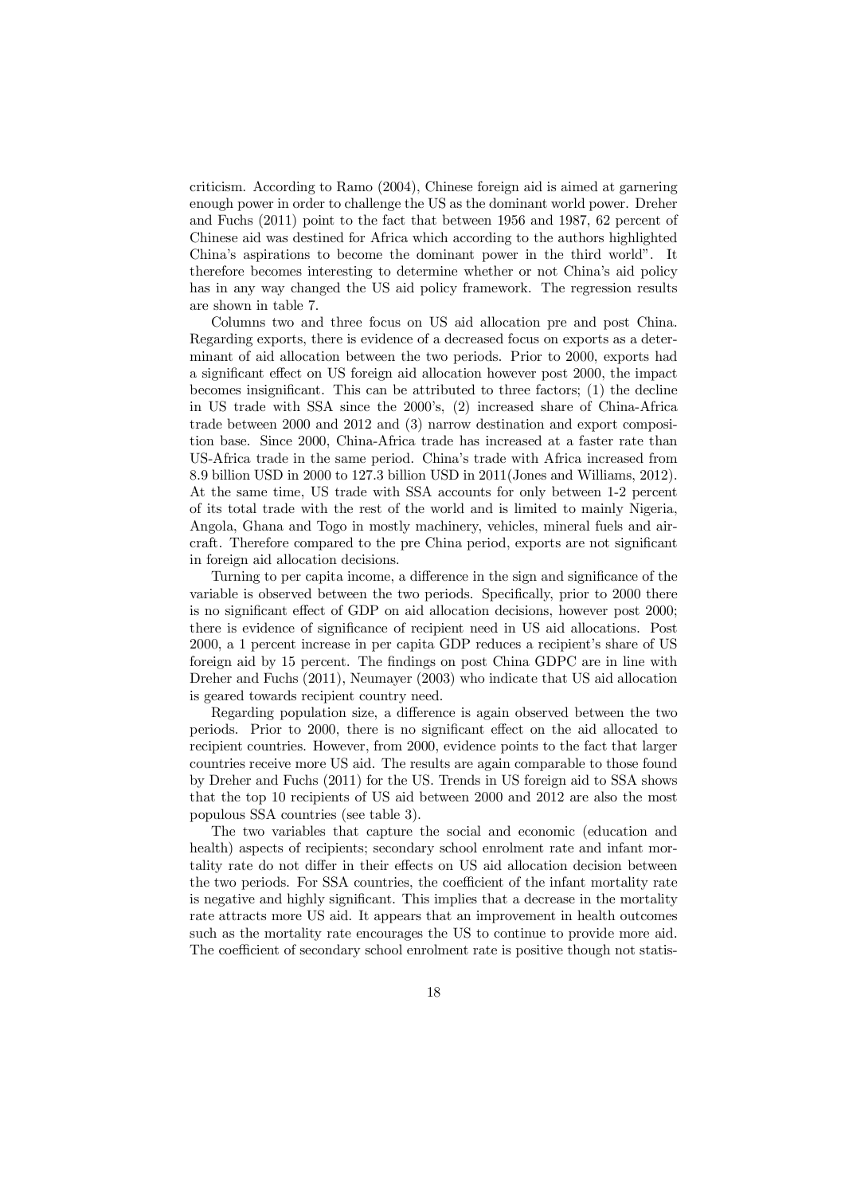criticism. According to Ramo (2004), Chinese foreign aid is aimed at garnering enough power in order to challenge the US as the dominant world power. Dreher and Fuchs (2011) point to the fact that between 1956 and 1987, 62 percent of Chinese aid was destined for Africa which according to the authors highlighted China's aspirations to become the dominant power in the third world". It therefore becomes interesting to determine whether or not China's aid policy has in any way changed the US aid policy framework. The regression results are shown in table 7.

Columns two and three focus on US aid allocation pre and post China. Regarding exports, there is evidence of a decreased focus on exports as a determinant of aid allocation between the two periods. Prior to 2000, exports had a significant effect on US foreign aid allocation however post 2000, the impact becomes insignificant. This can be attributed to three factors; (1) the decline in US trade with SSA since the 2000's, (2) increased share of China-Africa trade between 2000 and 2012 and (3) narrow destination and export composition base. Since 2000, China-Africa trade has increased at a faster rate than US-Africa trade in the same period. China's trade with Africa increased from 8.9 billion USD in 2000 to 127.3 billion USD in 2011(Jones and Williams, 2012). At the same time, US trade with SSA accounts for only between 1-2 percent of its total trade with the rest of the world and is limited to mainly Nigeria, Angola, Ghana and Togo in mostly machinery, vehicles, mineral fuels and aircraft. Therefore compared to the pre China period, exports are not significant in foreign aid allocation decisions.

Turning to per capita income, a difference in the sign and significance of the variable is observed between the two periods. Specifically, prior to 2000 there is no significant effect of GDP on aid allocation decisions, however post 2000; there is evidence of significance of recipient need in US aid allocations. Post 2000, a 1 percent increase in per capita GDP reduces a recipient's share of US foreign aid by 15 percent. The findings on post China GDPC are in line with Dreher and Fuchs (2011), Neumayer (2003) who indicate that US aid allocation is geared towards recipient country need.

Regarding population size, a difference is again observed between the two periods. Prior to 2000, there is no significant effect on the aid allocated to recipient countries. However, from 2000, evidence points to the fact that larger countries receive more US aid. The results are again comparable to those found by Dreher and Fuchs (2011) for the US. Trends in US foreign aid to SSA shows that the top 10 recipients of US aid between 2000 and 2012 are also the most populous SSA countries (see table 3).

The two variables that capture the social and economic (education and health) aspects of recipients; secondary school enrolment rate and infant mortality rate do not differ in their effects on US aid allocation decision between the two periods. For SSA countries, the coefficient of the infant mortality rate is negative and highly significant. This implies that a decrease in the mortality rate attracts more US aid. It appears that an improvement in health outcomes such as the mortality rate encourages the US to continue to provide more aid. The coefficient of secondary school enrolment rate is positive though not statis-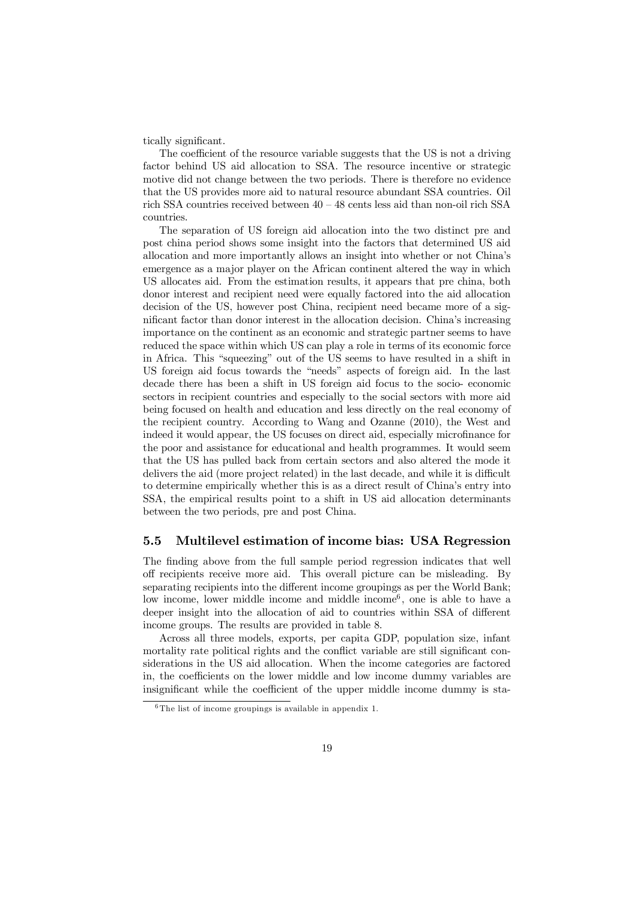tically significant.

The coefficient of the resource variable suggests that the US is not a driving factor behind US aid allocation to SSA. The resource incentive or strategic motive did not change between the two periods. There is therefore no evidence that the US provides more aid to natural resource abundant SSA countries. Oil rich SSA countries received between 40 – 48 cents less aid than non-oil rich SSA countries.

The separation of US foreign aid allocation into the two distinct pre and post china period shows some insight into the factors that determined US aid allocation and more importantly allows an insight into whether or not China's emergence as a major player on the African continent altered the way in which US allocates aid. From the estimation results, it appears that pre china, both donor interest and recipient need were equally factored into the aid allocation decision of the US, however post China, recipient need became more of a significant factor than donor interest in the allocation decision. China's increasing importance on the continent as an economic and strategic partner seems to have reduced the space within which US can play a role in terms of its economic force in Africa. This "squeezing" out of the US seems to have resulted in a shift in US foreign aid focus towards the "needs" aspects of foreign aid. In the last decade there has been a shift in US foreign aid focus to the socio- economic sectors in recipient countries and especially to the social sectors with more aid being focused on health and education and less directly on the real economy of the recipient country. According to Wang and Ozanne (2010), the West and indeed it would appear, the US focuses on direct aid, especially microfinance for the poor and assistance for educational and health programmes. It would seem that the US has pulled back from certain sectors and also altered the mode it delivers the aid (more project related) in the last decade, and while it is difficult to determine empirically whether this is as a direct result of China's entry into SSA, the empirical results point to a shift in US aid allocation determinants between the two periods, pre and post China.

## 5.5 Multilevel estimation of income bias: USA Regression

The finding above from the full sample period regression indicates that well off recipients receive more aid. This overall picture can be misleading. By separating recipients into the different income groupings as per the World Bank; low income, lower middle income and middle income[6], one is able to have a deeper insight into the allocation of aid to countries within SSA of different income groups. The results are provided in table 8.

Across all three models, exports, per capita GDP, population size, infant mortality rate political rights and the conflict variable are still significant considerations in the US aid allocation. When the income categories are factored in, the coefficients on the lower middle and low income dummy variables are insignificant while the coefficient of the upper middle income dummy is sta-

[6] The list of income groupings is available in appendix 1.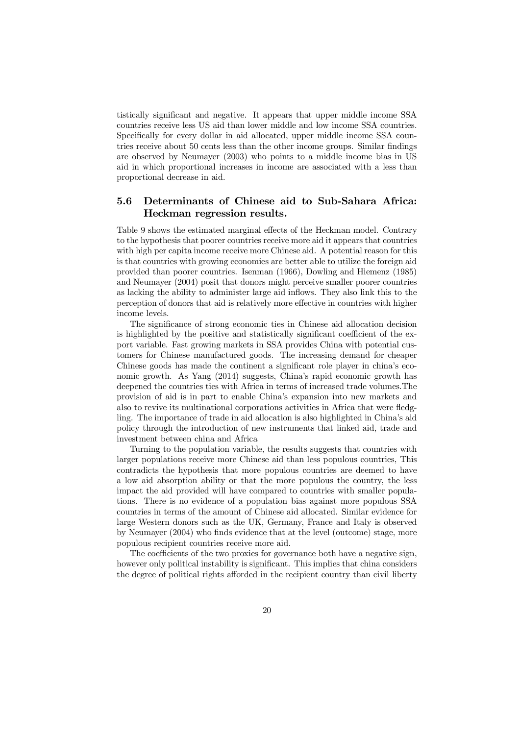tistically significant and negative. It appears that upper middle income SSA countries receive less US aid than lower middle and low income SSA countries. Specifically for every dollar in aid allocated, upper middle income SSA countries receive about 50 cents less than the other income groups. Similar findings are observed by Neumayer (2003) who points to a middle income bias in US aid in which proportional increases in income are associated with a less than proportional decrease in aid.

### 5.6 Determinants of Chinese aid to Sub-Sahara Africa: Heckman regression results.

Table 9 shows the estimated marginal effects of the Heckman model. Contrary to the hypothesis that poorer countries receive more aid it appears that countries with high per capita income receive more Chinese aid. A potential reason for this is that countries with growing economies are better able to utilize the foreign aid provided than poorer countries. Isenman (1966), Dowling and Hiemenz (1985) and Neumayer (2004) posit that donors might perceive smaller poorer countries as lacking the ability to administer large aid inflows. They also link this to the perception of donors that aid is relatively more effective in countries with higher income levels.

The significance of strong economic ties in Chinese aid allocation decision is highlighted by the positive and statistically significant coefficient of the export variable. Fast growing markets in SSA provides China with potential customers for Chinese manufactured goods. The increasing demand for cheaper Chinese goods has made the continent a significant role player in china's economic growth. As Yang (2014) suggests, China's rapid economic growth has deepened the countries ties with Africa in terms of increased trade volumes.The provision of aid is in part to enable China's expansion into new markets and also to revive its multinational corporations activities in Africa that were fledgling. The importance of trade in aid allocation is also highlighted in China's aid policy through the introduction of new instruments that linked aid, trade and investment between china and Africa

Turning to the population variable, the results suggests that countries with larger populations receive more Chinese aid than less populous countries, This contradicts the hypothesis that more populous countries are deemed to have a low aid absorption ability or that the more populous the country, the less impact the aid provided will have compared to countries with smaller populations. There is no evidence of a population bias against more populous SSA countries in terms of the amount of Chinese aid allocated. Similar evidence for large Western donors such as the UK, Germany, France and Italy is observed by Neumayer (2004) who finds evidence that at the level (outcome) stage, more populous recipient countries receive more aid.

The coefficients of the two proxies for governance both have a negative sign, however only political instability is significant. This implies that china considers the degree of political rights afforded in the recipient country than civil liberty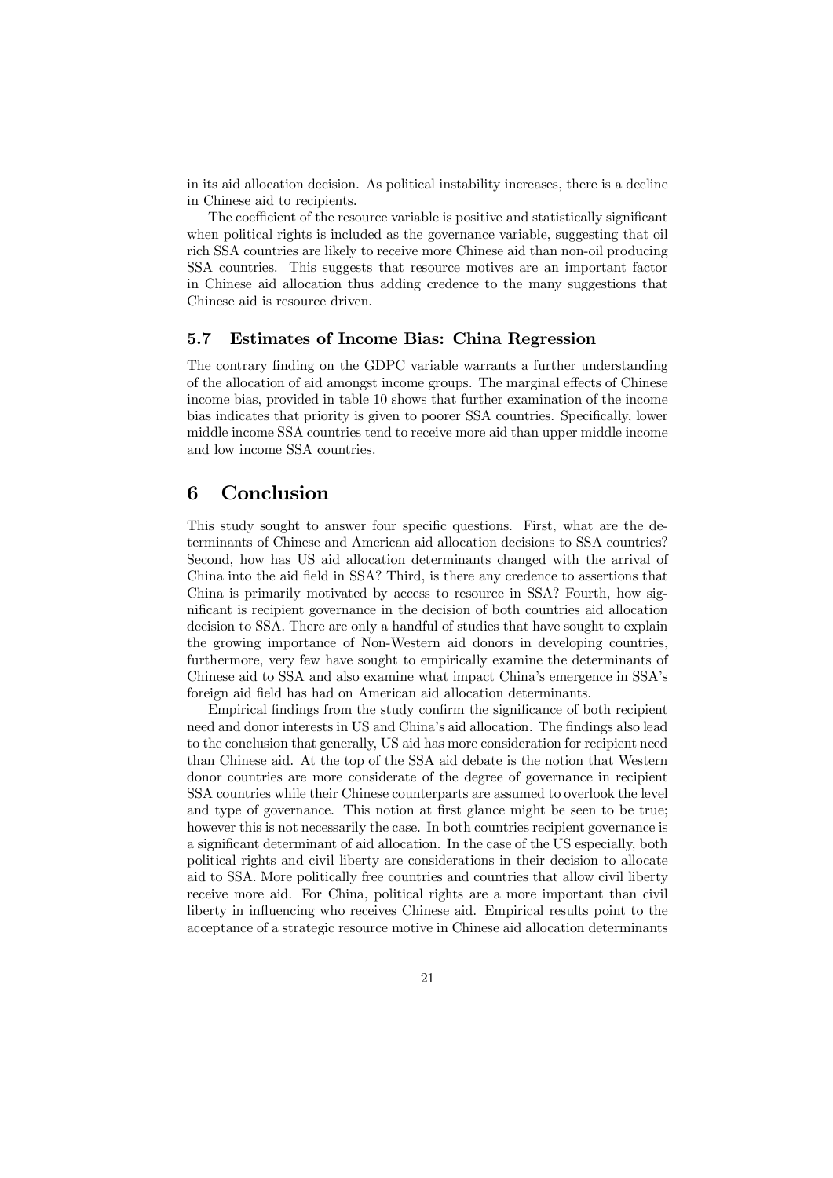in its aid allocation decision. As political instability increases, there is a decline in Chinese aid to recipients.

The coefficient of the resource variable is positive and statistically significant when political rights is included as the governance variable, suggesting that oil rich SSA countries are likely to receive more Chinese aid than non-oil producing SSA countries. This suggests that resource motives are an important factor in Chinese aid allocation thus adding credence to the many suggestions that Chinese aid is resource driven.

### 5.7 Estimates of Income Bias: China Regression

The contrary finding on the GDPC variable warrants a further understanding of the allocation of aid amongst income groups. The marginal effects of Chinese income bias, provided in table 10 shows that further examination of the income bias indicates that priority is given to poorer SSA countries. Specifically, lower middle income SSA countries tend to receive more aid than upper middle income and low income SSA countries.

## 6 Conclusion

This study sought to answer four specific questions. First, what are the determinants of Chinese and American aid allocation decisions to SSA countries? Second, how has US aid allocation determinants changed with the arrival of China into the aid field in SSA? Third, is there any credence to assertions that China is primarily motivated by access to resource in SSA? Fourth, how significant is recipient governance in the decision of both countries aid allocation decision to SSA. There are only a handful of studies that have sought to explain the growing importance of Non-Western aid donors in developing countries, furthermore, very few have sought to empirically examine the determinants of Chinese aid to SSA and also examine what impact China's emergence in SSA's foreign aid field has had on American aid allocation determinants.

Empirical findings from the study confirm the significance of both recipient need and donor interests in US and China's aid allocation. The findings also lead to the conclusion that generally, US aid has more consideration for recipient need than Chinese aid. At the top of the SSA aid debate is the notion that Western donor countries are more considerate of the degree of governance in recipient SSA countries while their Chinese counterparts are assumed to overlook the level and type of governance. This notion at first glance might be seen to be true; however this is not necessarily the case. In both countries recipient governance is a significant determinant of aid allocation. In the case of the US especially, both political rights and civil liberty are considerations in their decision to allocate aid to SSA. More politically free countries and countries that allow civil liberty receive more aid. For China, political rights are a more important than civil liberty in influencing who receives Chinese aid. Empirical results point to the acceptance of a strategic resource motive in Chinese aid allocation determinants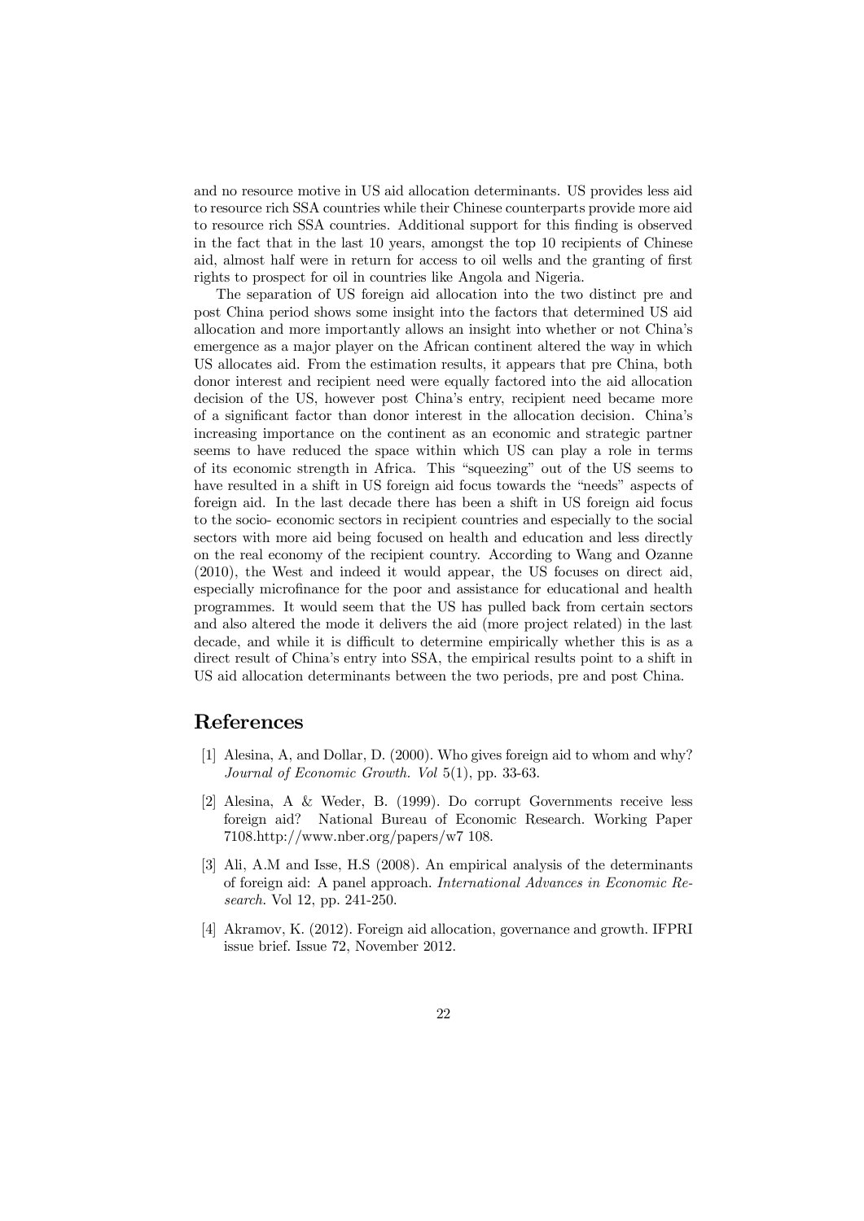and no resource motive in US aid allocation determinants. US provides less aid to resource rich SSA countries while their Chinese counterparts provide more aid to resource rich SSA countries. Additional support for this finding is observed in the fact that in the last 10 years, amongst the top 10 recipients of Chinese aid, almost half were in return for access to oil wells and the granting of first rights to prospect for oil in countries like Angola and Nigeria.

The separation of US foreign aid allocation into the two distinct pre and post China period shows some insight into the factors that determined US aid allocation and more importantly allows an insight into whether or not China's emergence as a major player on the African continent altered the way in which US allocates aid. From the estimation results, it appears that pre China, both donor interest and recipient need were equally factored into the aid allocation decision of the US, however post China's entry, recipient need became more of a significant factor than donor interest in the allocation decision. China's increasing importance on the continent as an economic and strategic partner seems to have reduced the space within which US can play a role in terms of its economic strength in Africa. This "squeezing" out of the US seems to have resulted in a shift in US foreign aid focus towards the "needs" aspects of foreign aid. In the last decade there has been a shift in US foreign aid focus to the socio- economic sectors in recipient countries and especially to the social sectors with more aid being focused on health and education and less directly on the real economy of the recipient country. According to Wang and Ozanne (2010), the West and indeed it would appear, the US focuses on direct aid, especially microfinance for the poor and assistance for educational and health programmes. It would seem that the US has pulled back from certain sectors and also altered the mode it delivers the aid (more project related) in the last decade, and while it is difficult to determine empirically whether this is as a direct result of China's entry into SSA, the empirical results point to a shift in US aid allocation determinants between the two periods, pre and post China.

# References

[1] Alesina, A, and Dollar, D. (2000). Who gives foreign aid to whom and why? *Journal of Economic Growth. Vol* 5(1), pp. 33-63.

[2] Alesina, A & Weder, B. (1999). Do corrupt Governments receive less foreign aid? National Bureau of Economic Research. Working Paper 7108.http://www.nber.org/papers/w7 108.

[3] Ali, A.M and Isse, H.S (2008). An empirical analysis of the determinants of foreign aid: A panel approach. *International Advances in Economic Research.* Vol 12, pp. 241-250.

[4] Akramov, K. (2012). Foreign aid allocation, governance and growth. IFPRI issue brief. Issue 72, November 2012.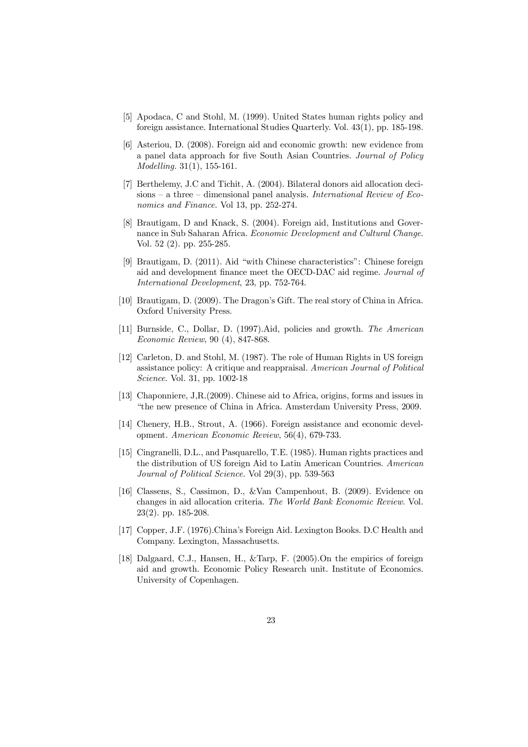[5] Apodaca, C and Stohl, M. (1999). United States human rights policy and foreign assistance. International Studies Quarterly. Vol. 43(1), pp. 185-198.

[6] Asteriou, D. (2008). Foreign aid and economic growth: new evidence from a panel data approach for five South Asian Countries. *Journal of Policy Modelling*. 31(1), 155-161.

[7] Berthelemy, J.C and Tichit, A. (2004). Bilateral donors aid allocation decisions – a three – dimensional panel analysis. *International Review of Economics and Finance*. Vol 13, pp. 252-274.

[8] Brautigam, D and Knack, S. (2004). Foreign aid, Institutions and Governance in Sub Saharan Africa. *Economic Development and Cultural Change*. Vol. 52 (2). pp. 255-285.

[9] Brautigam, D. (2011). Aid "with Chinese characteristics": Chinese foreign aid and development finance meet the OECD-DAC aid regime. *Journal of International Development*, 23, pp. 752-764.

[10] Brautigam, D. (2009). The Dragon's Gift. The real story of China in Africa. Oxford University Press.

[11] Burnside, C., Dollar, D. (1997).Aid, policies and growth. *The American Economic Review*, 90 (4), 847-868.

[12] Carleton, D. and Stohl, M. (1987). The role of Human Rights in US foreign assistance policy: A critique and reappraisal. *American Journal of Political Science*. Vol. 31, pp. 1002-18

[13] Chaponniere, J,R.(2009). Chinese aid to Africa, origins, forms and issues in "the new presence of China in Africa. Amsterdam University Press, 2009.

[14] Chenery, H.B., Strout, A. (1966). Foreign assistance and economic development. *American Economic Review*, 56(4), 679-733.

[15] Cingranelli, D.L., and Pasquarello, T.E. (1985). Human rights practices and the distribution of US foreign Aid to Latin American Countries. *American Journal of Political Science*. Vol 29(3), pp. 539-563

[16] Classens, S., Cassimon, D., &Van Campenhout, B. (2009). Evidence on changes in aid allocation criteria. *The World Bank Economic Review*. Vol. 23(2). pp. 185-208.

[17] Copper, J.F. (1976).China's Foreign Aid. Lexington Books. D.C Health and Company. Lexington, Massachusetts.

[18] Dalgaard, C.J., Hansen, H., &Tarp, F. (2005).On the empirics of foreign aid and growth. Economic Policy Research unit. Institute of Economics. University of Copenhagen.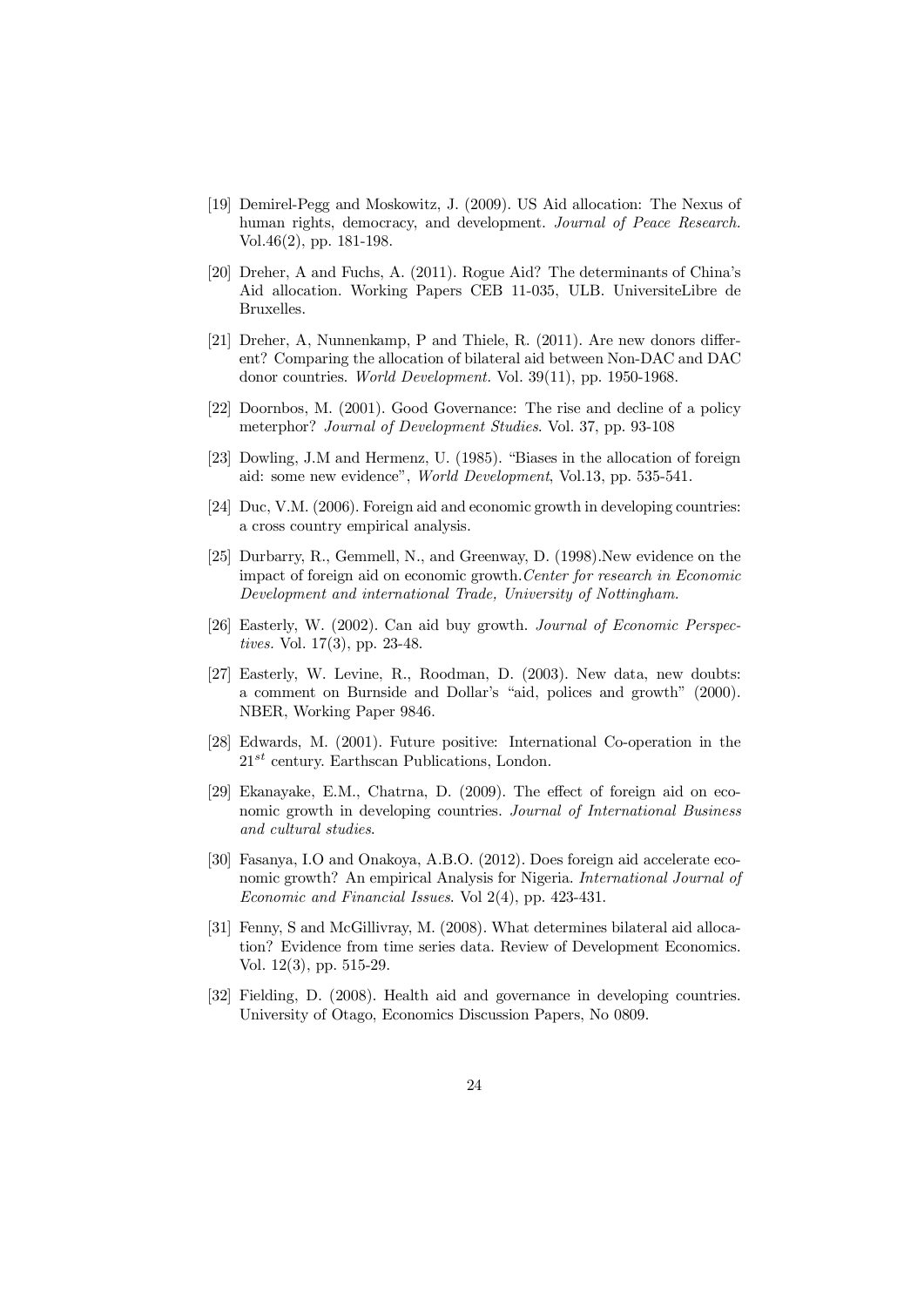[19] Demirel-Pegg and Moskowitz, J. (2009). US Aid allocation: The Nexus of human rights, democracy, and development. *Journal of Peace Research.* Vol.46(2), pp. 181-198.

[20] Dreher, A and Fuchs, A. (2011). Rogue Aid? The determinants of China's Aid allocation. Working Papers CEB 11-035, ULB. UniversiteLibre de Bruxelles.

[21] Dreher, A, Nunnenkamp, P and Thiele, R. (2011). Are new donors different? Comparing the allocation of bilateral aid between Non-DAC and DAC donor countries. *World Development.* Vol. 39(11), pp. 1950-1968.

[22] Doornbos, M. (2001). Good Governance: The rise and decline of a policy meterphor? *Journal of Development Studies*. Vol. 37, pp. 93-108

[23] Dowling, J.M and Hermenz, U. (1985). "Biases in the allocation of foreign aid: some new evidence", *World Development*, Vol.13, pp. 535-541.

[24] Duc, V.M. (2006). Foreign aid and economic growth in developing countries: a cross country empirical analysis.

[25] Durbarry, R., Gemmell, N., and Greenway, D. (1998).New evidence on the impact of foreign aid on economic growth.*Center for research in Economic Development and international Trade, University of Nottingham.*

[26] Easterly, W. (2002). Can aid buy growth. *Journal of Economic Perspectives.* Vol. 17(3), pp. 23-48.

[27] Easterly, W. Levine, R., Roodman, D. (2003). New data, new doubts: a comment on Burnside and Dollar's "aid, polices and growth" (2000). NBER, Working Paper 9846.

[28] Edwards, M. (2001). Future positive: International Co-operation in the $21^{st}$ century. Earthscan Publications, London.

[29] Ekanayake, E.M., Chatrna, D. (2009). The effect of foreign aid on economic growth in developing countries. *Journal of International Business and cultural studies*.

[30] Fasanya, I.O and Onakoya, A.B.O. (2012). Does foreign aid accelerate economic growth? An empirical Analysis for Nigeria. *International Journal of Economic and Financial Issues*. Vol 2(4), pp. 423-431.

[31] Fenny, S and McGillivray, M. (2008). What determines bilateral aid allocation? Evidence from time series data. Review of Development Economics. Vol. 12(3), pp. 515-29.

[32] Fielding, D. (2008). Health aid and governance in developing countries. University of Otago, Economics Discussion Papers, No 0809.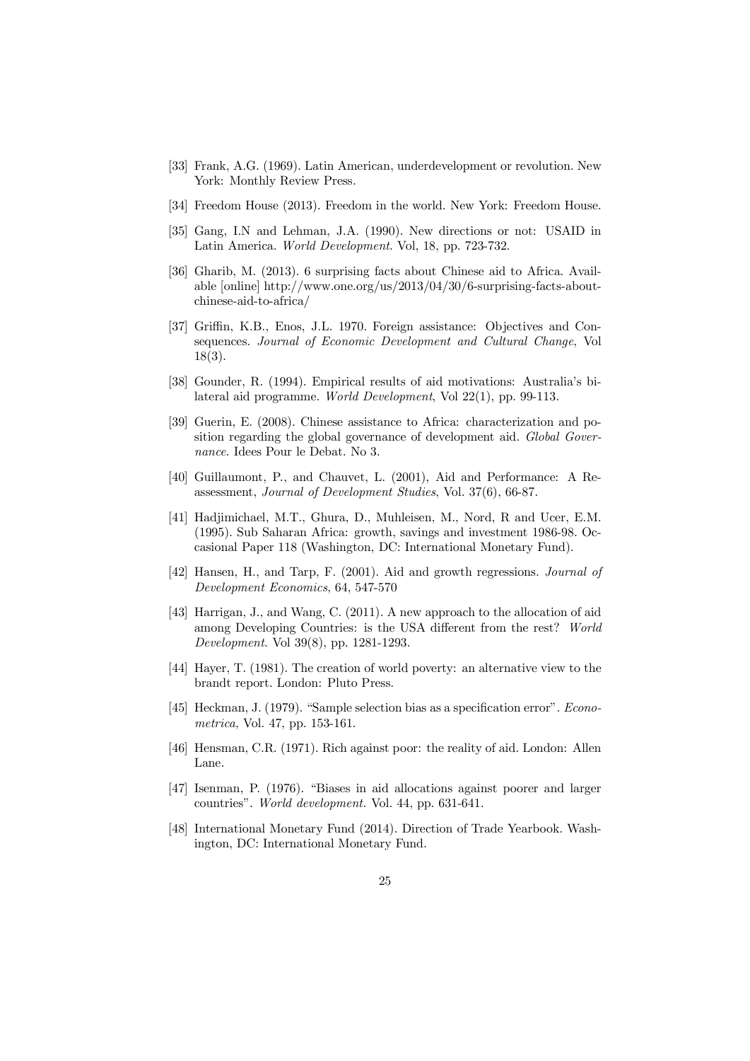[33] Frank, A.G. (1969). Latin American, underdevelopment or revolution. New York: Monthly Review Press.

[34] Freedom House (2013). Freedom in the world. New York: Freedom House.

[35] Gang, I.N and Lehman, J.A. (1990). New directions or not: USAID in Latin America. *World Development*. Vol, 18, pp. 723-732.

[36] Gharib, M. (2013). 6 surprising facts about Chinese aid to Africa. Available [online] http://www.one.org/us/2013/04/30/6-surprising-facts-about-chinese-aid-to-africa/

[37] Griffin, K.B., Enos, J.L. 1970. Foreign assistance: Objectives and Consequences. *Journal of Economic Development and Cultural Change*, Vol 18(3).

[38] Gounder, R. (1994). Empirical results of aid motivations: Australia's bilateral aid programme. *World Development*, Vol 22(1), pp. 99-113.

[39] Guerin, E. (2008). Chinese assistance to Africa: characterization and position regarding the global governance of development aid. *Global Governance*. Idees Pour le Debat. No 3.

[40] Guillaumont, P., and Chauvet, L. (2001), Aid and Performance: A Reassessment, *Journal of Development Studies*, Vol. 37(6), 66-87.

[41] Hadjimichael, M.T., Ghura, D., Muhleisen, M., Nord, R and Ucer, E.M. (1995). Sub Saharan Africa: growth, savings and investment 1986-98. Occasional Paper 118 (Washington, DC: International Monetary Fund).

[42] Hansen, H., and Tarp, F. (2001). Aid and growth regressions. *Journal of Development Economics*, 64, 547-570

[43] Harrigan, J., and Wang, C. (2011). A new approach to the allocation of aid among Developing Countries: is the USA different from the rest? *World Development*. Vol 39(8), pp. 1281-1293.

[44] Hayer, T. (1981). The creation of world poverty: an alternative view to the brandt report. London: Pluto Press.

[45] Heckman, J. (1979). "Sample selection bias as a specification error". *Econometrica,* Vol. 47, pp. 153-161.

[46] Hensman, C.R. (1971). Rich against poor: the reality of aid. London: Allen Lane.

[47] Isenman, P. (1976). "Biases in aid allocations against poorer and larger countries". *World development.* Vol. 44, pp. 631-641.

[48] International Monetary Fund (2014). Direction of Trade Yearbook. Washington, DC: International Monetary Fund.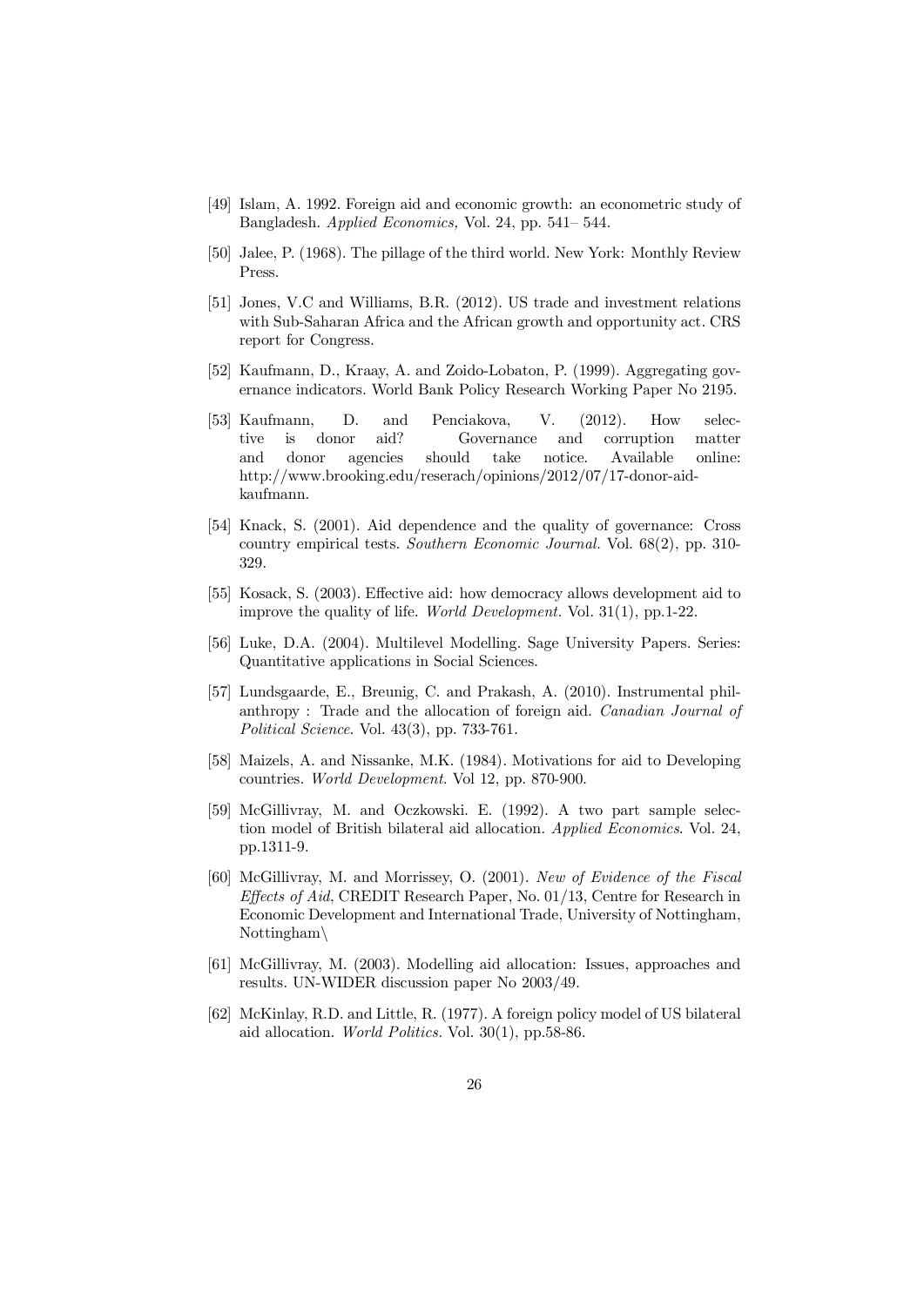[49] Islam, A. 1992. Foreign aid and economic growth: an econometric study of Bangladesh. *Applied Economics*, Vol. 24, pp. 541– 544.

[50] Jalee, P. (1968). The pillage of the third world. New York: Monthly Review Press.

[51] Jones, V.C and Williams, B.R. (2012). US trade and investment relations with Sub-Saharan Africa and the African growth and opportunity act. CRS report for Congress.

[52] Kaufmann, D., Kraay, A. and Zoido-Lobaton, P. (1999). Aggregating governance indicators. World Bank Policy Research Working Paper No 2195.

[53] Kaufmann, D. and Penciakova, V. (2012). How selective is donor aid? Governance and corruption matter and donor agencies should take notice. Available online: http://www.brooking.edu/reserach/opinions/2012/07/17-donor-aid-kaufmann.

[54] Knack, S. (2001). Aid dependence and the quality of governance: Cross country empirical tests. *Southern Economic Journal*. Vol. 68(2), pp. 310-329.

[55] Kosack, S. (2003). Effective aid: how democracy allows development aid to improve the quality of life. *World Development*. Vol. 31(1), pp.1-22.

[56] Luke, D.A. (2004). Multilevel Modelling. Sage University Papers. Series: Quantitative applications in Social Sciences.

[57] Lundsgaarde, E., Breunig, C. and Prakash, A. (2010). Instrumental philanthropy : Trade and the allocation of foreign aid. *Canadian Journal of Political Science*. Vol. 43(3), pp. 733-761.

[58] Maizels, A. and Nissanke, M.K. (1984). Motivations for aid to Developing countries. *World Development*. Vol 12, pp. 870-900.

[59] McGillivray, M. and Oczkowski. E. (1992). A two part sample selection model of British bilateral aid allocation. *Applied Economics*. Vol. 24, pp.1311-9.

[60] McGillivray, M. and Morrissey, O. (2001). *New of Evidence of the Fiscal Effects of Aid*, CREDIT Research Paper, No. 01/13, Centre for Research in Economic Development and International Trade, University of Nottingham, Nottingham\

[61] McGillivray, M. (2003). Modelling aid allocation: Issues, approaches and results. UN-WIDER discussion paper No 2003/49.

[62] McKinlay, R.D. and Little, R. (1977). A foreign policy model of US bilateral aid allocation. *World Politics*. Vol. 30(1), pp.58-86.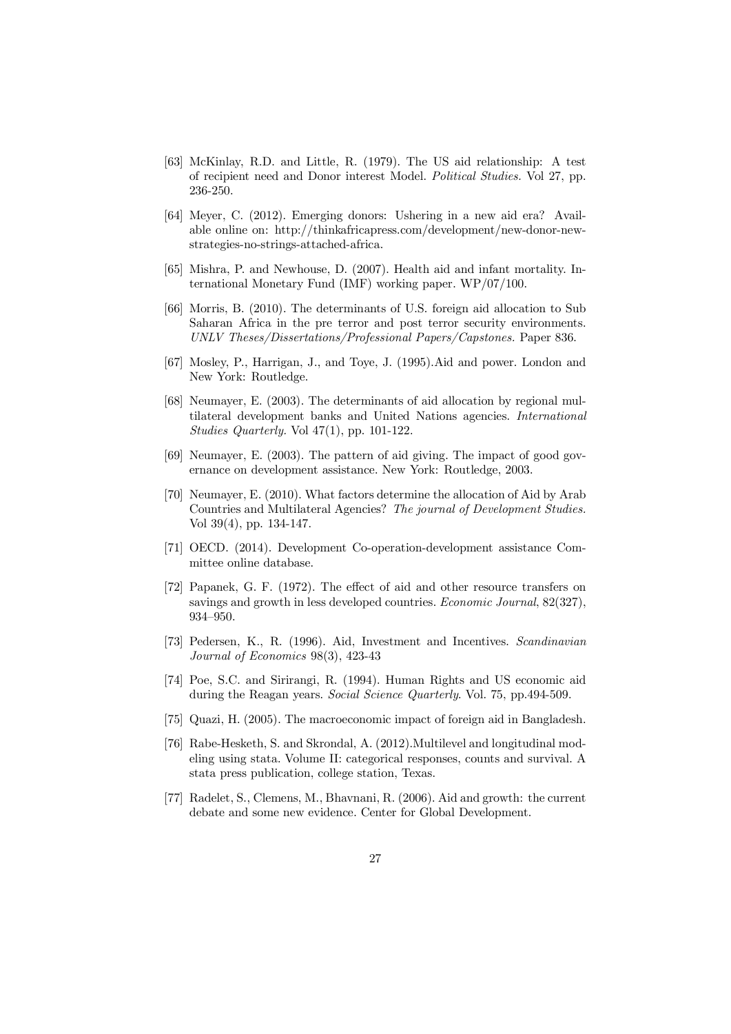[63] McKinlay, R.D. and Little, R. (1979). The US aid relationship: A test of recipient need and Donor interest Model. *Political Studies.* Vol 27, pp. 236-250.

[64] Meyer, C. (2012). Emerging donors: Ushering in a new aid era? Available online on: http://thinkafricapress.com/development/new-donor-new-strategies-no-strings-attached-africa.

[65] Mishra, P. and Newhouse, D. (2007). Health aid and infant mortality. International Monetary Fund (IMF) working paper. WP/07/100.

[66] Morris, B. (2010). The determinants of U.S. foreign aid allocation to Sub Saharan Africa in the pre terror and post terror security environments. *UNLV Theses/Dissertations/Professional Papers/Capstones.* Paper 836.

[67] Mosley, P., Harrigan, J., and Toye, J. (1995).Aid and power. London and New York: Routledge.

[68] Neumayer, E. (2003). The determinants of aid allocation by regional multilateral development banks and United Nations agencies. *International Studies Quarterly.* Vol 47(1), pp. 101-122.

[69] Neumayer, E. (2003). The pattern of aid giving. The impact of good governance on development assistance. New York: Routledge, 2003.

[70] Neumayer, E. (2010). What factors determine the allocation of Aid by Arab Countries and Multilateral Agencies? *The journal of Development Studies.* Vol 39(4), pp. 134-147.

[71] OECD. (2014). Development Co-operation-development assistance Committee online database.

[72] Papanek, G. F. (1972). The effect of aid and other resource transfers on savings and growth in less developed countries. *Economic Journal*, 82(327), 934–950.

[73] Pedersen, K., R. (1996). Aid, Investment and Incentives. *Scandinavian Journal of Economics* 98(3), 423-43

[74] Poe, S.C. and Sirirangi, R. (1994). Human Rights and US economic aid during the Reagan years. *Social Science Quarterly*. Vol. 75, pp.494-509.

[75] Quazi, H. (2005). The macroeconomic impact of foreign aid in Bangladesh.

[76] Rabe-Hesketh, S. and Skrondal, A. (2012).Multilevel and longitudinal modeling using stata. Volume II: categorical responses, counts and survival. A stata press publication, college station, Texas.

[77] Radelet, S., Clemens, M., Bhavnani, R. (2006). Aid and growth: the current debate and some new evidence. Center for Global Development.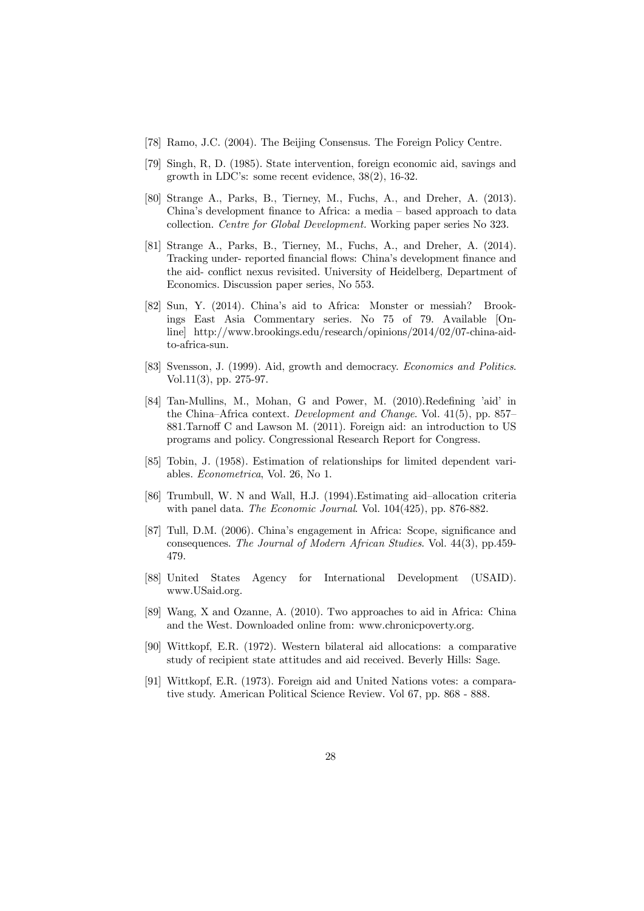[78] Ramo, J.C. (2004). The Beijing Consensus. The Foreign Policy Centre.

[79] Singh, R, D. (1985). State intervention, foreign economic aid, savings and growth in LDC's: some recent evidence, 38(2), 16-32.

[80] Strange A., Parks, B., Tierney, M., Fuchs, A., and Dreher, A. (2013). China's development finance to Africa: a media – based approach to data collection. *Centre for Global Development.* Working paper series No 323.

[81] Strange A., Parks, B., Tierney, M., Fuchs, A., and Dreher, A. (2014). Tracking under- reported financial flows: China's development finance and the aid- conflict nexus revisited. University of Heidelberg, Department of Economics. Discussion paper series, No 553.

[82] Sun, Y. (2014). China's aid to Africa: Monster or messiah? Brookings East Asia Commentary series. No 75 of 79. Available [Online] http://www.brookings.edu/research/opinions/2014/02/07-china-aid-to-africa-sun.

[83] Svensson, J. (1999). Aid, growth and democracy. *Economics and Politics*. Vol.11(3), pp. 275-97.

[84] Tan-Mullins, M., Mohan, G and Power, M. (2010).Redefining 'aid' in the China–Africa context. *Development and Change*. Vol. 41(5), pp. 857–881.Tarnoff C and Lawson M. (2011). Foreign aid: an introduction to US programs and policy. Congressional Research Report for Congress.

[85] Tobin, J. (1958). Estimation of relationships for limited dependent variables. *Econometrica*, Vol. 26, No 1.

[86] Trumbull, W. N and Wall, H.J. (1994).Estimating aid–allocation criteria with panel data. *The Economic Journal*. Vol. 104(425), pp. 876-882.

[87] Tull, D.M. (2006). China's engagement in Africa: Scope, significance and consequences. *The Journal of Modern African Studies*. Vol. 44(3), pp.459-479.

[88] United States Agency for International Development (USAID). www.USaid.org.

[89] Wang, X and Ozanne, A. (2010). Two approaches to aid in Africa: China and the West. Downloaded online from: www.chronicpoverty.org.

[90] Wittkopf, E.R. (1972). Western bilateral aid allocations: a comparative study of recipient state attitudes and aid received. Beverly Hills: Sage.

[91] Wittkopf, E.R. (1973). Foreign aid and United Nations votes: a comparative study. American Political Science Review. Vol 67, pp. 868 - 888.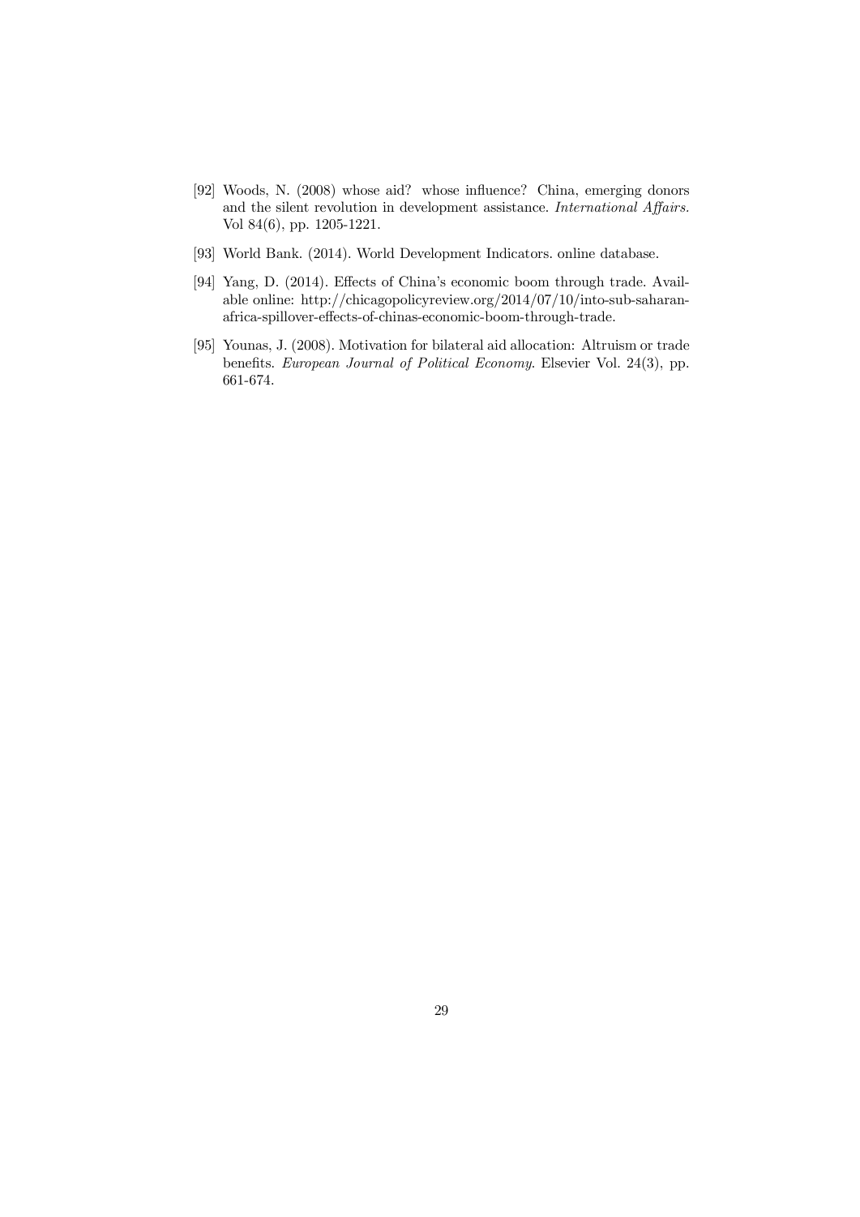[92] Woods, N. (2008) whose aid? whose influence? China, emerging donors and the silent revolution in development assistance. *International Affairs.* Vol 84(6), pp. 1205-1221.

[93] World Bank. (2014). World Development Indicators. online database.

[94] Yang, D. (2014). Effects of China's economic boom through trade. Available online: http://chicagopolicyreview.org/2014/07/10/into-sub-saharan-africa-spillover-effects-of-chinas-economic-boom-through-trade.

[95] Younas, J. (2008). Motivation for bilateral aid allocation: Altruism or trade benefits. *European Journal of Political Economy*. Elsevier Vol. 24(3), pp. 661-674.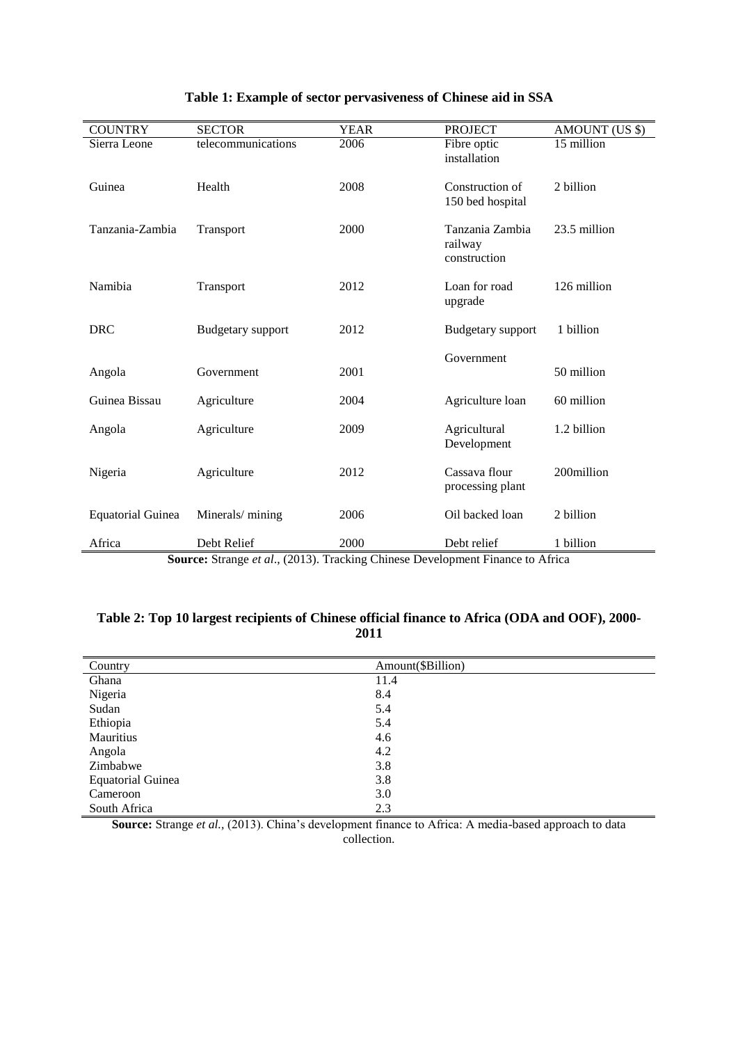**Table 1: Example of sector pervasiveness of Chinese aid in SSA**

| COUNTRY | SECTOR | YEAR | PROJECT | AMOUNT (US $) |
|---|---|---|---|---|
| Sierra Leone | telecommunications | 2006 | Fibre optic installation | 15 million |
| Guinea | Health | 2008 | Construction of 150 bed hospital | 2 billion |
| Tanzania-Zambia | Transport | 2000 | Tanzania Zambia railway construction | 23.5 million |
| Namibia | Transport | 2012 | Loan for road upgrade | 126 million |
| DRC | Budgetary support | 2012 | Budgetary support | 1 billion |
| Angola | Government | 2001 | Government | 50 million |
| Guinea Bissau | Agriculture | 2004 | Agriculture loan | 60 million |
| Angola | Agriculture | 2009 | Agricultural Development | 1.2 billion |
| Nigeria | Agriculture | 2012 | Cassava flour processing plant | 200million |
| Equatorial Guinea | Minerals/ mining | 2006 | Oil backed loan | 2 billion |
| Africa | Debt Relief | 2000 | Debt relief | 1 billion |

**Source:** Strange *et al*., (2013). Tracking Chinese Development Finance to Africa

**Table 2: Top 10 largest recipients of Chinese official finance to Africa (ODA and OOF), 2000-2011**

| Country | Amount($Billion) |
|---|---|
| Ghana | 11.4 |
| Nigeria | 8.4 |
| Sudan | 5.4 |
| Ethiopia | 5.4 |
| Mauritius | 4.6 |
| Angola | 4.2 |
| Zimbabwe | 3.8 |
| Equatorial Guinea | 3.8 |
| Cameroon | 3.0 |
| South Africa | 2.3 |

**Source:** Strange *et al.,* (2013). China's development finance to Africa: A media-based approach to data collection.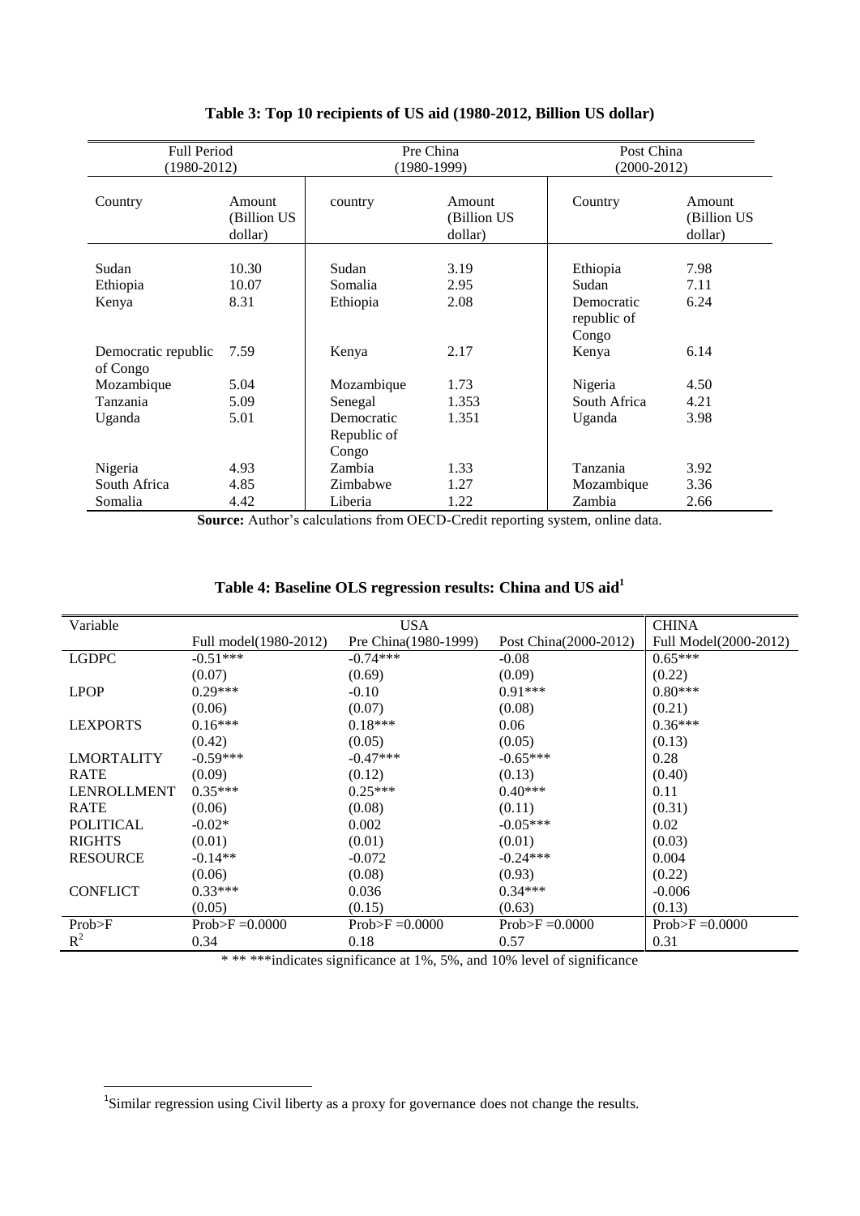**Table 3: Top 10 recipients of US aid (1980-2012, Billion US dollar)**

| Full Period (1980-2012) | | Pre China (1980-1999) | | Post China (2000-2012) | |
|---|---|---|---|---|---|
| Country | Amount (Billion US dollar) | country | Amount (Billion US dollar) | Country | Amount (Billion US dollar) |
| Sudan | 10.30 | Sudan | 3.19 | Ethiopia | 7.98 |
| Ethiopia | 10.07 | Somalia | 2.95 | Sudan | 7.11 |
| Kenya | 8.31 | Ethiopia | 2.08 | Democratic republic of Congo | 6.24 |
| Democratic republic of Congo | 7.59 | Kenya | 2.17 | Kenya | 6.14 |
| Mozambique | 5.04 | Mozambique | 1.73 | Nigeria | 4.50 |
| Tanzania | 5.09 | Senegal | 1.353 | South Africa | 4.21 |
| Uganda | 5.01 | Democratic Republic of Congo | 1.351 | Uganda | 3.98 |
| Nigeria | 4.93 | Zambia | 1.33 | Tanzania | 3.92 |
| South Africa | 4.85 | Zimbabwe | 1.27 | Mozambique | 3.36 |
| Somalia | 4.42 | Liberia | 1.22 | Zambia | 2.66 |

**Source:** Author's calculations from OECD-Credit reporting system, online data.

**Table 4: Baseline OLS regression results: China and US aid[1]**

| Variable | USA | | | CHINA |
|---|---|---|---|---|
| | Full model(1980-2012) | Pre China(1980-1999) | Post China(2000-2012) | Full Model(2000-2012) |
| LGDPC | -0.51*** | -0.74*** | -0.08 | 0.65*** |
| | (0.07) | (0.69) | (0.09) | (0.22) |
| LPOP | 0.29*** | -0.10 | 0.91*** | 0.80*** |
| | (0.06) | (0.07) | (0.08) | (0.21) |
| LEXPORTS | 0.16*** | 0.18*** | 0.06 | 0.36*** |
| | (0.42) | (0.05) | (0.05) | (0.13) |
| LMORTALITY RATE | -0.59*** | -0.47*** | -0.65*** | 0.28 |
| | (0.09) | (0.12) | (0.13) | (0.40) |
| LENROLLMENT RATE | 0.35*** | 0.25*** | 0.40*** | 0.11 |
| | (0.06) | (0.08) | (0.11) | (0.31) |
| POLITICAL RIGHTS | -0.02* | 0.002 | -0.05*** | 0.02 |
| | (0.01) | (0.01) | (0.01) | (0.03) |
| RESOURCE | -0.14** | -0.072 | -0.24*** | 0.004 |
| | (0.06) | (0.08) | (0.93) | (0.22) |
| CONFLICT | 0.33*** | 0.036 | 0.34*** | -0.006 |
| | (0.05) | (0.15) | (0.63) | (0.13) |
| Prob>F | Prob>F =0.0000 | Prob>F =0.0000 | Prob>F =0.0000 | Prob>F =0.0000 |
| $R^2$ | 0.34 | 0.18 | 0.57 | 0.31 |

* ** ***indicates significance at 1%, 5%, and 10% level of significance

[1]Similar regression using Civil liberty as a proxy for governance does not change the results.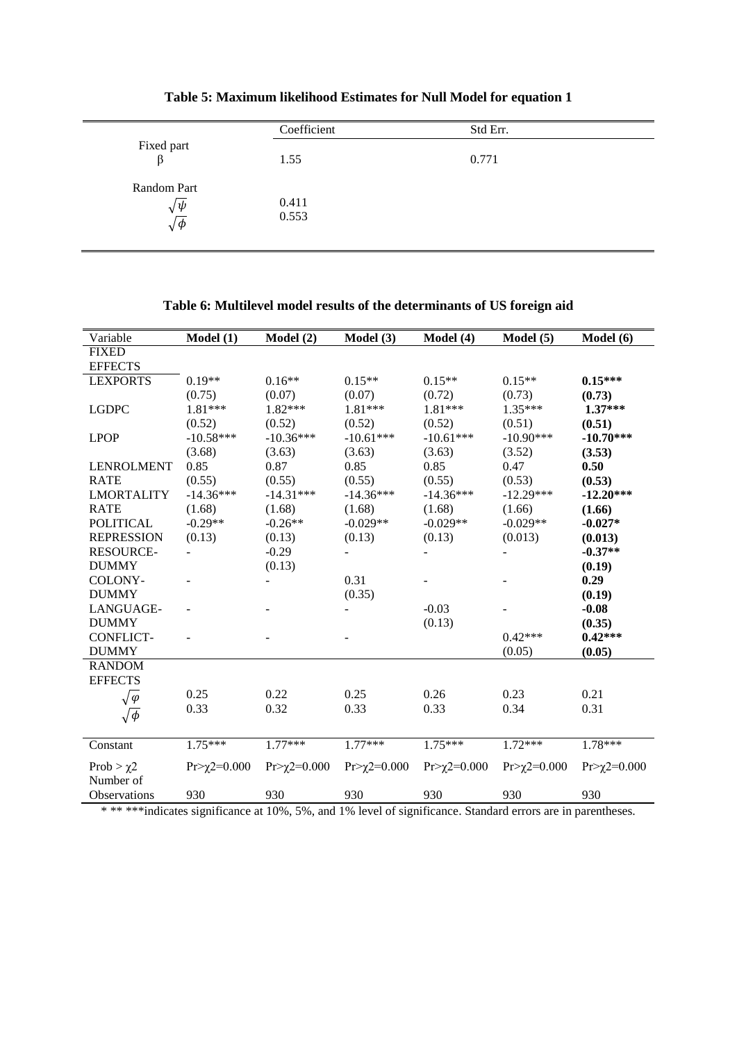**Table 5: Maximum likelihood Estimates for Null Model for equation 1**

| | Coefficient | Std Err. |
|---|---|---|
| Fixed part | | |
| β | 1.55 | 0.771 |
| Random Part | | |
| $\sqrt{\psi}$ | 0.411 | |
| $\sqrt{\phi}$ | 0.553 | |

**Table 6: Multilevel model results of the determinants of US foreign aid**

| Variable | **Model (1)** | **Model (2)** | **Model (3)** | **Model (4)** | **Model (5)** | **Model (6)** |
|---|---|---|---|---|---|---|
| FIXED EFFECTS | | | | | | |
| LEXPORTS | 0.19** | 0.16** | 0.15** | 0.15** | 0.15** | **0.15*** ** |
| | (0.75) | (0.07) | (0.07) | (0.72) | (0.73) | **(0.73)** |
| LGDPC | 1.81*** | 1.82*** | 1.81*** | 1.81*** | 1.35*** | **1.37*** ** |
| | (0.52) | (0.52) | (0.52) | (0.52) | (0.51) | **(0.51)** |
| LPOP | -10.58*** | -10.36*** | -10.61*** | -10.61*** | -10.90*** | **-10.70*** ** |
| | (3.68) | (3.63) | (3.63) | (3.63) | (3.52) | **(3.53)** |
| LENROLMENT RATE | 0.85 | 0.87 | 0.85 | 0.85 | 0.47 | **0.50** |
| | (0.55) | (0.55) | (0.55) | (0.55) | (0.53) | **(0.53)** |
| LMORTALITY RATE | -14.36*** | -14.31*** | -14.36*** | -14.36*** | -12.29*** | **-12.20*** ** |
| | (1.68) | (1.68) | (1.68) | (1.68) | (1.66) | **(1.66)** |
| POLITICAL REPRESSION | -0.29** | -0.26** | -0.029** | -0.029** | -0.029** | **-0.027*** |
| | (0.13) | (0.13) | (0.13) | (0.13) | (0.013) | **(0.013)** |
| RESOURCE-DUMMY | - | -0.29 | - | - | - | **-0.37*** ** |
| | | (0.13) | | | | **(0.19)** |
| COLONY-DUMMY | - | - | 0.31 | - | - | **0.29** |
| | | | (0.35) | | | **(0.19)** |
| LANGUAGE-DUMMY | - | - | - | -0.03 | - | **-0.08** |
| | | | | (0.13) | | **(0.35)** |
| CONFLICT-DUMMY | - | - | - | | 0.42*** | **0.42*** ** |
| | | | | | (0.05) | **(0.05)** |
| RANDOM EFFECTS | | | | | | |
| $\sqrt{\varphi}$ | 0.25 | 0.22 | 0.25 | 0.26 | 0.23 | 0.21 |
| $\sqrt{\phi}$ | 0.33 | 0.32 | 0.33 | 0.33 | 0.34 | 0.31 |
| Constant | 1.75*** | 1.77*** | 1.77*** | 1.75*** | 1.72*** | 1.78*** |
| Prob > $\chi2$ | Pr>$\chi2$=0.000 | Pr>$\chi2$=0.000 | Pr>$\chi2$=0.000 | Pr>$\chi2$=0.000 | Pr>$\chi2$=0.000 | Pr>$\chi2$=0.000 |
| Number of Observations | 930 | 930 | 930 | 930 | 930 | 930 |

* ** ***indicates significance at 10%, 5%, and 1% level of significance. Standard errors are in parentheses.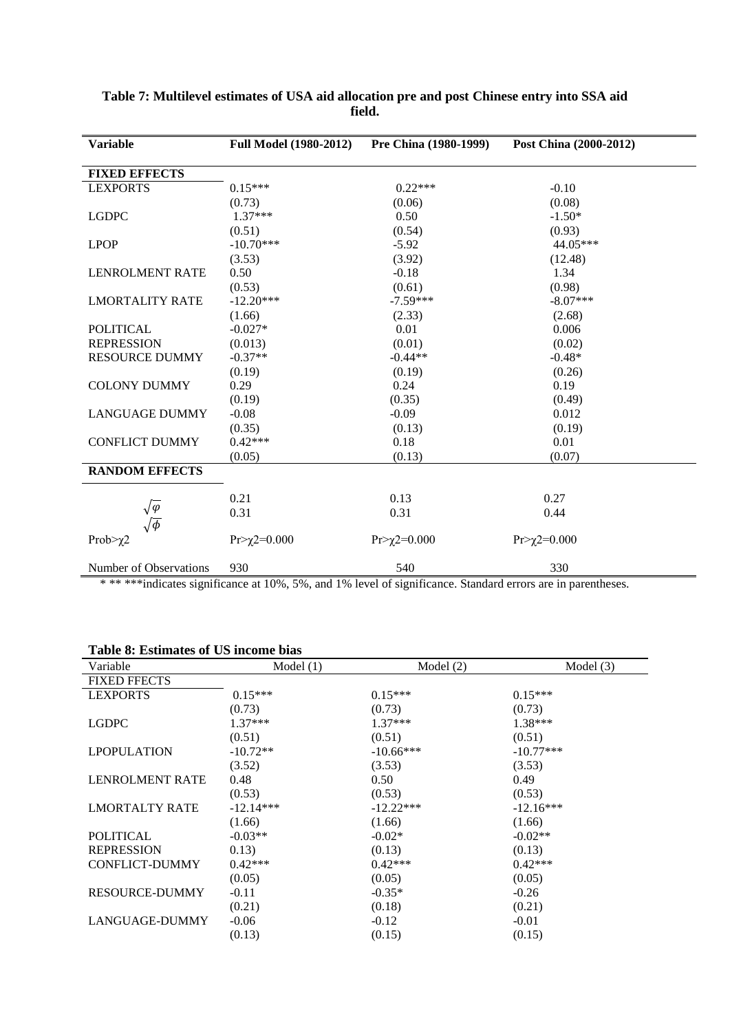**Table 7: Multilevel estimates of USA aid allocation pre and post Chinese entry into SSA aid field.**

| Variable | Full Model (1980-2012) | Pre China (1980-1999) | Post China (2000-2012) |
|---|---|---|---|
| **FIXED EFFECTS** | | | |
| LEXPORTS | 0.15*** | 0.22*** | -0.10 |
| | (0.73) | (0.06) | (0.08) |
| LGDPC | 1.37*** | 0.50 | -1.50* |
| | (0.51) | (0.54) | (0.93) |
| LPOP | -10.70*** | -5.92 | 44.05*** |
| | (3.53) | (3.92) | (12.48) |
| LENROLMENT RATE | 0.50 | -0.18 | 1.34 |
| | (0.53) | (0.61) | (0.98) |
| LMORTALITY RATE | -12.20*** | -7.59*** | -8.07*** |
| | (1.66) | (2.33) | (2.68) |
| POLITICAL | -0.027* | 0.01 | 0.006 |
| REPRESSION | (0.013) | (0.01) | (0.02) |
| RESOURCE DUMMY | -0.37** | -0.44** | -0.48* |
| | (0.19) | (0.19) | (0.26) |
| COLONY DUMMY | 0.29 | 0.24 | 0.19 |
| | (0.19) | (0.35) | (0.49) |
| LANGUAGE DUMMY | -0.08 | -0.09 | 0.012 |
| | (0.35) | (0.13) | (0.19) |
| CONFLICT DUMMY | 0.42*** | 0.18 | 0.01 |
| | (0.05) | (0.13) | (0.07) |
| **RANDOM EFFECTS** | | | |
| $\sqrt{\varphi}$ | 0.21 | 0.13 | 0.27 |
| $\sqrt{\phi}$ | 0.31 | 0.31 | 0.44 |
| Prob>$\chi 2$ | Pr>$\chi 2$=0.000 | Pr>$\chi 2$=0.000 | Pr>$\chi 2$=0.000 |
| Number of Observations | 930 | 540 | 330 |

\* \*\* \*\*\*indicates significance at 10%, 5%, and 1% level of significance. Standard errors are in parentheses.

**Table 8: Estimates of US income bias**

| Variable | Model (1) | Model (2) | Model (3) |
|---|---|---|---|
| FIXED FFECTS | | | |
| LEXPORTS | 0.15*** | 0.15*** | 0.15*** |
| | (0.73) | (0.73) | (0.73) |
| LGDPC | 1.37*** | 1.37*** | 1.38*** |
| | (0.51) | (0.51) | (0.51) |
| LPOPULATION | -10.72** | -10.66*** | -10.77*** |
| | (3.52) | (3.53) | (3.53) |
| LENROLMENT RATE | 0.48 | 0.50 | 0.49 |
| | (0.53) | (0.53) | (0.53) |
| LMORTALTY RATE | -12.14*** | -12.22*** | -12.16*** |
| | (1.66) | (1.66) | (1.66) |
| POLITICAL | -0.03** | -0.02* | -0.02** |
| REPRESSION | 0.13) | (0.13) | (0.13) |
| CONFLICT-DUMMY | 0.42*** | 0.42*** | 0.42*** |
| | (0.05) | (0.05) | (0.05) |
| RESOURCE-DUMMY | -0.11 | -0.35* | -0.26 |
| | (0.21) | (0.18) | (0.21) |
| LANGUAGE-DUMMY | -0.06 | -0.12 | -0.01 |
| | (0.13) | (0.15) | (0.15) |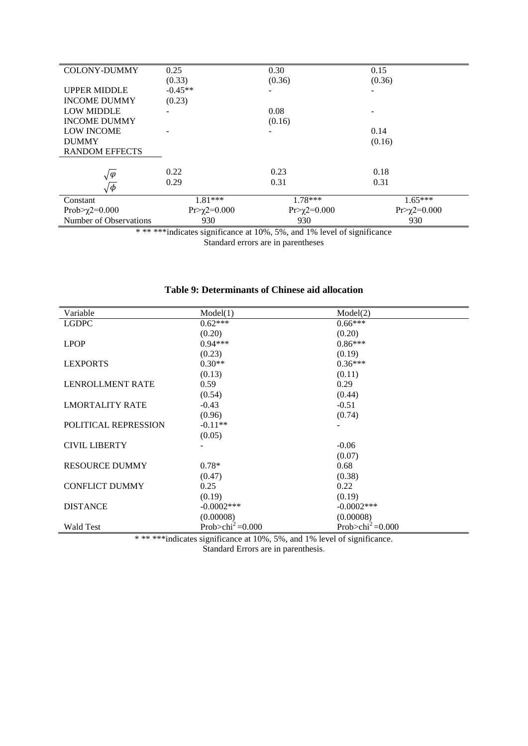| | | | |
|---|---|---|---|
| COLONY-DUMMY | 0.25 | 0.30 | 0.15 |
| | (0.33) | (0.36) | (0.36) |
| UPPER MIDDLE INCOME DUMMY | -0.45** | - | - |
| | (0.23) | | |
| LOW MIDDLE INCOME DUMMY | - | 0.08 | - |
| | | (0.16) | |
| LOW INCOME DUMMY | - | - | 0.14 |
| | | | (0.16) |
| RANDOM EFFECTS | | | |
| $\sqrt{\varphi}$ | 0.22 | 0.23 | 0.18 |
| $\sqrt{\phi}$ | 0.29 | 0.31 | 0.31 |
| Constant | 1.81*** | 1.78*** | 1.65*** |
| Prob>$\chi 2$=0.000 | Pr>$\chi 2$=0.000 | Pr>$\chi 2$=0.000 | Pr>$\chi 2$=0.000 |
| Number of Observations | 930 | 930 | 930 |

* ** ***indicates significance at 10%, 5%, and 1% level of significance
Standard errors are in parentheses

**Table 9: Determinants of Chinese aid allocation**

| Variable | Model(1) | Model(2) |
|---|---|---|
| LGDPC | 0.62*** | 0.66*** |
| | (0.20) | (0.20) |
| LPOP | 0.94*** | 0.86*** |
| | (0.23) | (0.19) |
| LEXPORTS | 0.30** | 0.36*** |
| | (0.13) | (0.11) |
| LENROLLMENT RATE | 0.59 | 0.29 |
| | (0.54) | (0.44) |
| LMORTALITY RATE | -0.43 | -0.51 |
| | (0.96) | (0.74) |
| POLITICAL REPRESSION | -0.11** | - |
| | (0.05) | |
| CIVIL LIBERTY | - | -0.06 |
| | | (0.07) |
| RESOURCE DUMMY | 0.78* | 0.68 |
| | (0.47) | (0.38) |
| CONFLICT DUMMY | 0.25 | 0.22 |
| | (0.19) | (0.19) |
| DISTANCE | -0.0002*** | -0.0002*** |
| | (0.00008) | (0.00008) |
| Wald Test | Prob>chi$^2$ =0.000 | Prob>chi$^2$ =0.000 |

* ** ***indicates significance at 10%, 5%, and 1% level of significance.
Standard Errors are in parenthesis.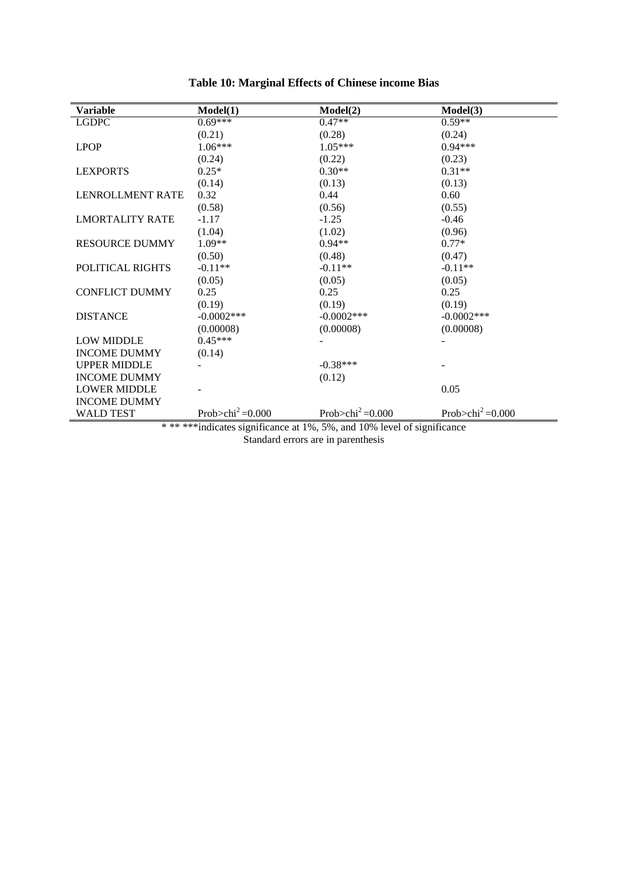**Table 10: Marginal Effects of Chinese income Bias**

| Variable | Model(1) | Model(2) | Model(3) |
|---|---|---|---|
| LGDPC | 0.69*** | 0.47** | 0.59** |
| | (0.21) | (0.28) | (0.24) |
| LPOP | 1.06*** | 1.05*** | 0.94*** |
| | (0.24) | (0.22) | (0.23) |
| LEXPORTS | 0.25* | 0.30** | 0.31** |
| | (0.14) | (0.13) | (0.13) |
| LENROLLMENT RATE | 0.32 | 0.44 | 0.60 |
| | (0.58) | (0.56) | (0.55) |
| LMORTALITY RATE | -1.17 | -1.25 | -0.46 |
| | (1.04) | (1.02) | (0.96) |
| RESOURCE DUMMY | 1.09** | 0.94** | 0.77* |
| | (0.50) | (0.48) | (0.47) |
| POLITICAL RIGHTS | -0.11** | -0.11** | -0.11** |
| | (0.05) | (0.05) | (0.05) |
| CONFLICT DUMMY | 0.25 | 0.25 | 0.25 |
| | (0.19) | (0.19) | (0.19) |
| DISTANCE | -0.0002*** | -0.0002*** | -0.0002*** |
| | (0.00008) | (0.00008) | (0.00008) |
| LOW MIDDLE INCOME DUMMY | 0.45*** | - | - |
| | (0.14) | | |
| UPPER MIDDLE INCOME DUMMY | - | -0.38*** | - |
| | | (0.12) | |
| LOWER MIDDLE INCOME DUMMY | - | | 0.05 |
| WALD TEST | Prob>chi$^2$ =0.000 | Prob>chi$^2$ =0.000 | Prob>chi$^2$ =0.000 |

* ** ***indicates significance at 1%, 5%, and 10% level of significance

Standard errors are in parenthesis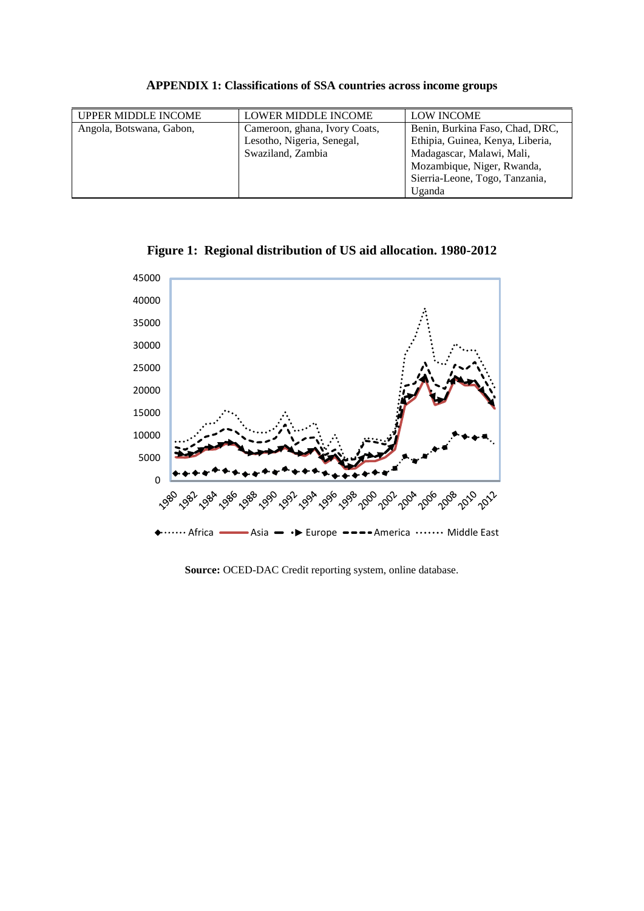**APPENDIX 1: Classifications of SSA countries across income groups**

| UPPER MIDDLE INCOME | LOWER MIDDLE INCOME | LOW INCOME |
|---|---|---|
| Angola, Botswana, Gabon, | Cameroon, ghana, Ivory Coats, Lesotho, Nigeria, Senegal, Swaziland, Zambia | Benin, Burkina Faso, Chad, DRC, Ethipia, Guinea, Kenya, Liberia, Madagascar, Malawi, Mali, Mozambique, Niger, Rwanda, Sierria-Leone, Togo, Tanzania, Uganda |

**Figure 1: Regional distribution of US aid allocation. 1980-2012**

45000
40000
35000
30000
25000
20000
15000
10000
5000
0

1980 1982 1984 1986 1988 1990 1992 1994 1996 1998 2000 2002 2004 2006 2008 2010 2012

Africa, Asia, Europe, America, Middle East

**Source:** OCED-DAC Credit reporting system, online database.